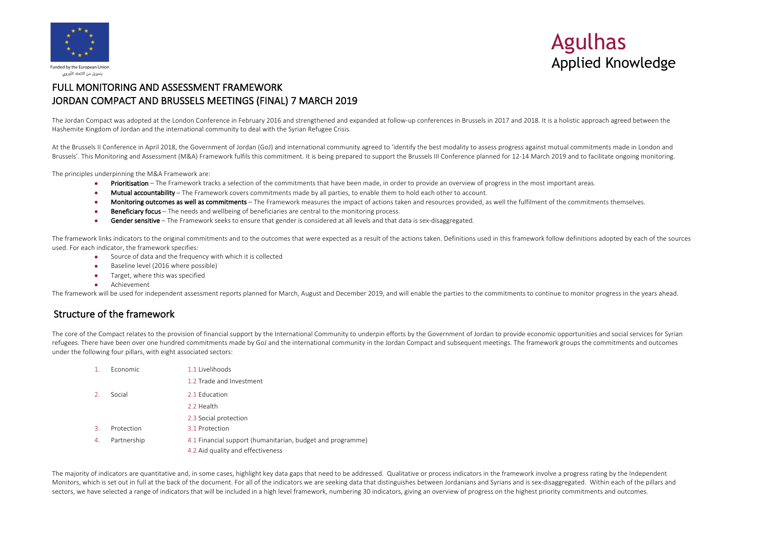Funded by the European Union
بتمويل من الاتحاد الأوروبي

Agulhas
Applied Knowledge

# FULL MONITORING AND ASSESSMENT FRAMEWORK
# JORDAN COMPACT AND BRUSSELS MEETINGS (FINAL) 7 MARCH 2019

The Jordan Compact was adopted at the London Conference in February 2016 and strengthened and expanded at follow-up conferences in Brussels in 2017 and 2018. It is a holistic approach agreed between the Hashemite Kingdom of Jordan and the international community to deal with the Syrian Refugee Crisis.

At the Brussels II Conference in April 2018, the Government of Jordan (GoJ) and international community agreed to 'identify the best modality to assess progress against mutual commitments made in London and Brussels'. This Monitoring and Assessment (M&A) Framework fulfils this commitment. It is being prepared to support the Brussels III Conference planned for 12-14 March 2019 and to facilitate ongoing monitoring.

The principles underpinning the M&A Framework are:

- **Prioritisation** – The Framework tracks a selection of the commitments that have been made, in order to provide an overview of progress in the most important areas.
- **Mutual accountability** – The Framework covers commitments made by all parties, to enable them to hold each other to account.
- **Monitoring outcomes as well as commitments** – The Framework measures the impact of actions taken and resources provided, as well the fulfilment of the commitments themselves.
- **Beneficiary focus** – The needs and wellbeing of beneficiaries are central to the monitoring process.
- **Gender sensitive** – The Framework seeks to ensure that gender is considered at all levels and that data is sex-disaggregated.

The framework links indicators to the original commitments and to the outcomes that were expected as a result of the actions taken. Definitions used in this framework follow definitions adopted by each of the sources used. For each indicator, the framework specifies:

- Source of data and the frequency with which it is collected
- Baseline level (2016 where possible)
- Target, where this was specified
- Achievement

The framework will be used for independent assessment reports planned for March, August and December 2019, and will enable the parties to the commitments to continue to monitor progress in the years ahead.

## Structure of the framework

The core of the Compact relates to the provision of financial support by the International Community to underpin efforts by the Government of Jordan to provide economic opportunities and social services for Syrian refugees. There have been over one hundred commitments made by GoJ and the international community in the Jordan Compact and subsequent meetings. The framework groups the commitments and outcomes under the following four pillars, with eight associated sectors:

1. Economic
   - 1.1 Livelihoods
   - 1.2 Trade and Investment
2. Social
   - 2.1 Education
   - 2.2 Health
   - 2.3 Social protection
3. Protection
   - 3.1 Protection
4. Partnership
   - 4.1 Financial support (humanitarian, budget and programme)
   - 4.2 Aid quality and effectiveness

The majority of indicators are quantitative and, in some cases, highlight key data gaps that need to be addressed. Qualitative or process indicators in the framework involve a progress rating by the Independent Monitors, which is set out in full at the back of the document. For all of the indicators we are seeking data that distinguishes between Jordanians and Syrians and is sex-disaggregated. Within each of the pillars and sectors, we have selected a range of indicators that will be included in a high level framework, numbering 30 indicators, giving an overview of progress on the highest priority commitments and outcomes.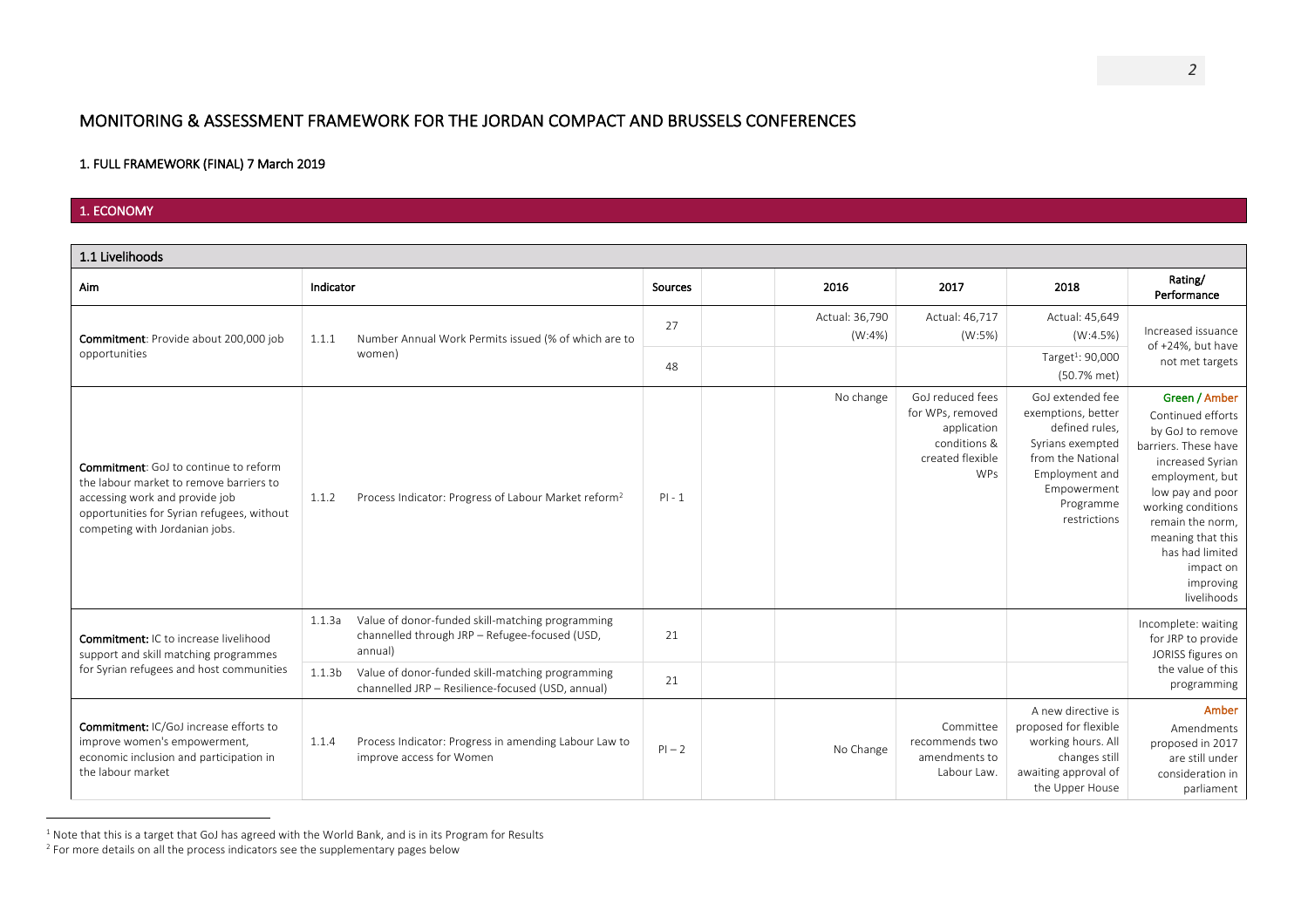# MONITORING & ASSESSMENT FRAMEWORK FOR THE JORDAN COMPACT AND BRUSSELS CONFERENCES

## 1. FULL FRAMEWORK (FINAL) 7 March 2019

## 1. ECONOMY

### 1.1 Livelihoods

| Aim | Indicator | | Sources | | 2016 | 2017 | 2018 | Rating/ Performance |
|---|---|---|---|---|---|---|---|---|
| **Commitment**: Provide about 200,000 job opportunities | 1.1.1 | Number Annual Work Permits issued (% of which are to women) | 27 | | Actual: 36,790 (W:4%) | Actual: 46,717 (W:5%) | Actual: 45,649 (W:4.5%) | Increased issuance of +24%, but have not met targets |
| | | | 48 | | | | Target[1]: 90,000 (50.7% met) | |
| **Commitment**: GoJ to continue to reform the labour market to remove barriers to accessing work and provide job opportunities for Syrian refugees, without competing with Jordanian jobs. | 1.1.2 | Process Indicator: Progress of Labour Market reform[2] | PI - 1 | | No change | GoJ reduced fees for WPs, removed application conditions & created flexible WPs | GoJ extended fee exemptions, better defined rules, Syrians exempted from the National Employment and Empowerment Programme restrictions | **Green / Amber** Continued efforts by GoJ to remove barriers. These have increased Syrian employment, but low pay and poor working conditions remain the norm, meaning that this has had limited impact on improving livelihoods |
| **Commitment:** IC to increase livelihood support and skill matching programmes for Syrian refugees and host communities | 1.1.3a | Value of donor-funded skill-matching programming channelled through JRP – Refugee-focused (USD, annual) | 21 | | | | | Incomplete: waiting for JRP to provide JORISS figures on the value of this programming |
| | 1.1.3b | Value of donor-funded skill-matching programming channelled JRP – Resilience-focused (USD, annual) | 21 | | | | | |
| **Commitment:** IC/GoJ increase efforts to improve women's empowerment, economic inclusion and participation in the labour market | 1.1.4 | Process Indicator: Progress in amending Labour Law to improve access for Women | PI – 2 | | No Change | Committee recommends two amendments to Labour Law. | A new directive is proposed for flexible working hours. All changes still awaiting approval of the Upper House | **Amber** Amendments proposed in 2017 are still under consideration in parliament |

[1] Note that this is a target that GoJ has agreed with the World Bank, and is in its Program for Results

[2] For more details on all the process indicators see the supplementary pages below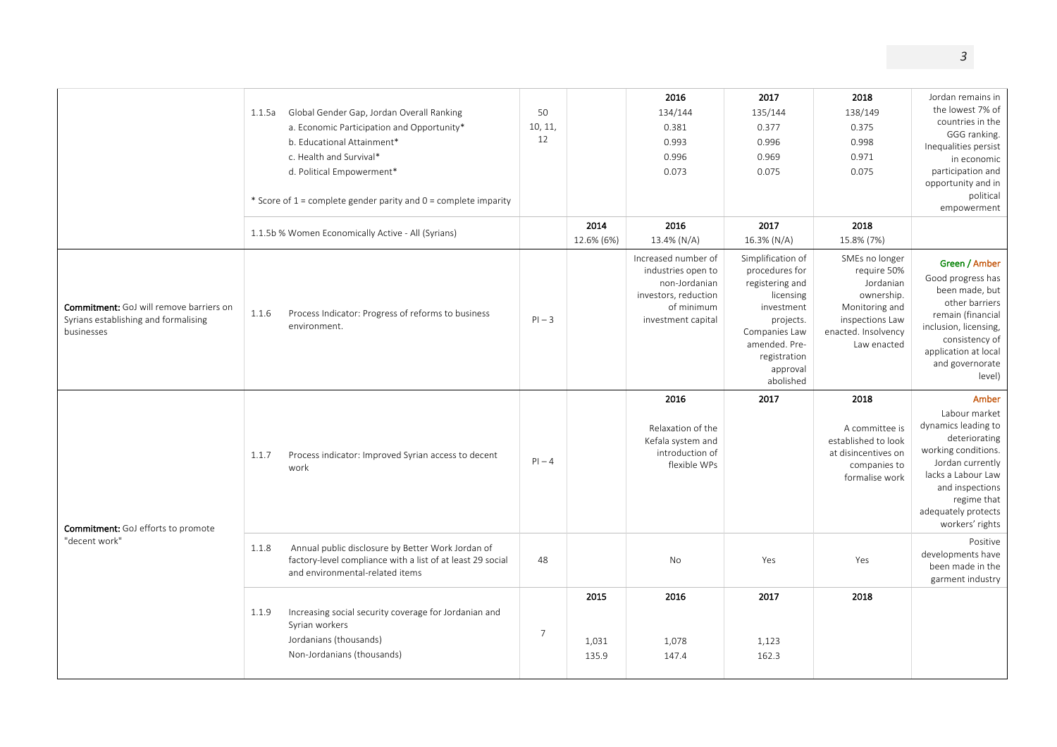| | | | | | | | |
|---|---|---|---|---|---|---|---|
| | 1.1.5a Global Gender Gap, Jordan Overall Ranking<br>a. Economic Participation and Opportunity*<br>b. Educational Attainment*<br>c. Health and Survival*<br>d. Political Empowerment*<br><br>* Score of 1 = complete gender parity and 0 = complete imparity | 50<br>10, 11, 12 | | **2016**<br>134/144<br>0.381<br>0.993<br>0.996<br>0.073 | **2017**<br>135/144<br>0.377<br>0.996<br>0.969<br>0.075 | **2018**<br>138/149<br>0.375<br>0.998<br>0.971<br>0.075 | Jordan remains in the lowest 7% of countries in the GGG ranking. Inequalities persist in economic participation and opportunity and in political empowerment |
| | 1.1.5b % Women Economically Active - All (Syrians) | | **2014**<br>12.6% (6%) | **2016**<br>13.4% (N/A) | **2017**<br>16.3% (N/A) | **2018**<br>15.8% (7%) | |
| **Commitment:** GoJ will remove barriers on Syrians establishing and formalising businesses | 1.1.6 Process Indicator: Progress of reforms to business environment. | PI – 3 | | Increased number of industries open to non-Jordanian investors, reduction of minimum investment capital | Simplification of procedures for registering and licensing investment projects. Companies Law amended. Pre-registration approval abolished | SMEs no longer require 50% Jordanian ownership. Monitoring and inspections Law enacted. Insolvency Law enacted | **Green / Amber**<br>Good progress has been made, but other barriers remain (financial inclusion, licensing, consistency of application at local and governorate level) |
| **Commitment:** GoJ efforts to promote "decent work" | 1.1.7 Process indicator: Improved Syrian access to decent work | PI – 4 | | **2016**<br>Relaxation of the Kefala system and introduction of flexible WPs | **2017** | **2018**<br>A committee is established to look at disincentives on companies to formalise work | **Amber**<br>Labour market dynamics leading to deteriorating working conditions. Jordan currently lacks a Labour Law and inspections regime that adequately protects workers' rights |
| | 1.1.8 Annual public disclosure by Better Work Jordan of factory-level compliance with a list of at least 29 social and environmental-related items | 48 | | No | Yes | Yes | Positive developments have been made in the garment industry |
| | 1.1.9 Increasing social security coverage for Jordanian and Syrian workers<br>Jordanians (thousands)<br>Non-Jordanians (thousands) | 7 | **2015**<br>1,031<br>135.9 | **2016**<br>1,078<br>147.4 | **2017**<br>1,123<br>162.3 | **2018** | |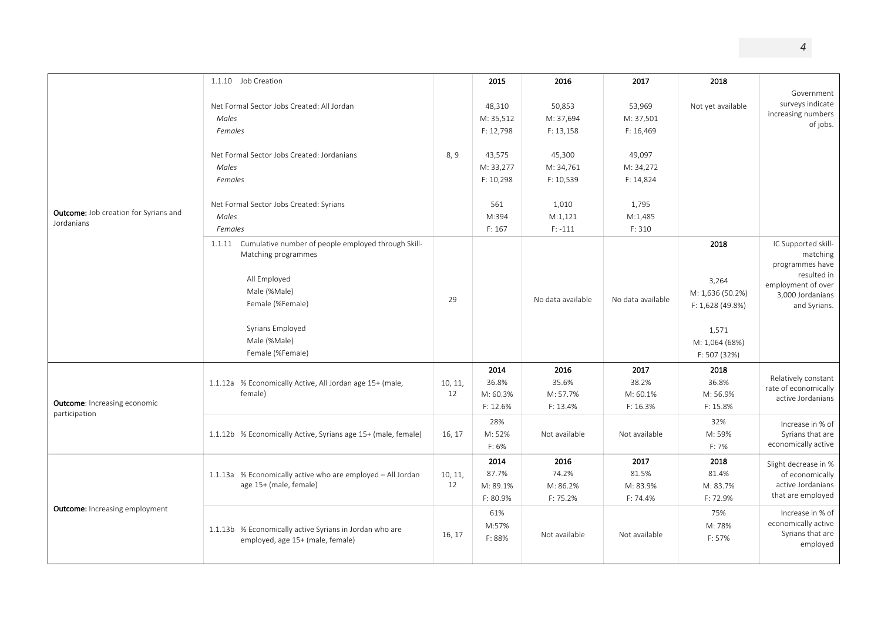| Outcome | Indicator | Source | 2015 | 2016 | 2017 | 2018 | Comment |
|---|---|---|---|---|---|---|---|
| **Outcome:** Job creation for Syrians and Jordanians | 1.1.10 Job Creation | | 2015 | 2016 | 2017 | 2018 | Government surveys indicate increasing numbers of jobs. |
| | Net Formal Sector Jobs Created: All Jordan<br>*Males*<br>*Females* | | 48,310<br>M: 35,512<br>F: 12,798 | 50,853<br>M: 37,694<br>F: 13,158 | 53,969<br>M: 37,501<br>F: 16,469 | Not yet available | |
| | Net Formal Sector Jobs Created: Jordanians<br>*Males*<br>*Females* | 8, 9 | 43,575<br>M: 33,277<br>F: 10,298 | 45,300<br>M: 34,761<br>F: 10,539 | 49,097<br>M: 34,272<br>F: 14,824 | | |
| | Net Formal Sector Jobs Created: Syrians<br>*Males*<br>*Females* | | 561<br>M:394<br>F: 167 | 1,010<br>M:1,121<br>F: -111 | 1,795<br>M:1,485<br>F: 310 | | |
| | 1.1.11 Cumulative number of people employed through Skill-Matching programmes | | | | | 2018 | IC Supported skill-matching programmes have resulted in employment of over 3,000 Jordanians and Syrians. |
| | All Employed<br>Male (%Male)<br>Female (%Female) | 29 | | No data available | No data available | 3,264<br>M: 1,636 (50.2%)<br>F: 1,628 (49.8%) | |
| | Syrians Employed<br>Male (%Male)<br>Female (%Female) | | | | | 1,571<br>M: 1,064 (68%)<br>F: 507 (32%) | |
| **Outcome**: Increasing economic participation | | | 2014 | 2016 | 2017 | 2018 | |
| | 1.1.12a % Economically Active, All Jordan age 15+ (male, female) | 10, 11, 12 | 36.8%<br>M: 60.3%<br>F: 12.6% | 35.6%<br>M: 57.7%<br>F: 13.4% | 38.2%<br>M: 60.1%<br>F: 16.3% | 36.8%<br>M: 56.9%<br>F: 15.8% | Relatively constant rate of economically active Jordanians |
| | 1.1.12b % Economically Active, Syrians age 15+ (male, female) | 16, 17 | 28%<br>M: 52%<br>F: 6% | Not available | Not available | 32%<br>M: 59%<br>F: 7% | Increase in % of Syrians that are economically active |
| **Outcome:** Increasing employment | | | 2014 | 2016 | 2017 | 2018 | |
| | 1.1.13a % Economically active who are employed – All Jordan age 15+ (male, female) | 10, 11, 12 | 87.7%<br>M: 89.1%<br>F: 80.9% | 74.2%<br>M: 86.2%<br>F: 75.2% | 81.5%<br>M: 83.9%<br>F: 74.4% | 81.4%<br>M: 83.7%<br>F: 72.9% | Slight decrease in % of economically active Jordanians that are employed |
| | 1.1.13b % Economically active Syrians in Jordan who are employed, age 15+ (male, female) | 16, 17 | 61%<br>M:57%<br>F: 88% | Not available | Not available | 75%<br>M: 78%<br>F: 57% | Increase in % of economically active Syrians that are employed |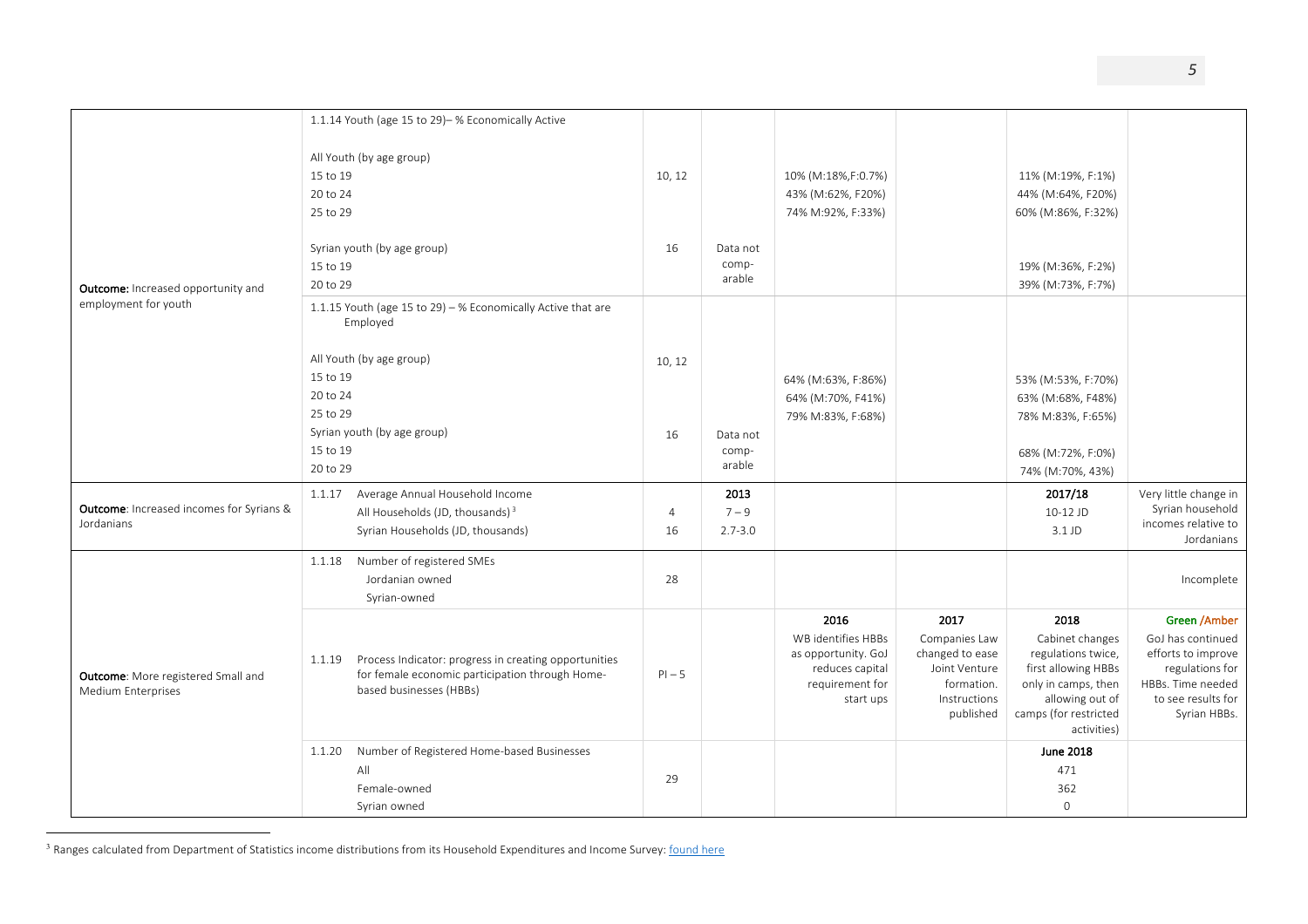| | | | | | | | |
|---|---|---|---|---|---|---|---|
| **Outcome:** Increased opportunity and employment for youth | 1.1.14 Youth (age 15 to 29)– % Economically Active | | | | | | |
| | All Youth (by age group) | | | | | | |
| | 15 to 19 | 10, 12 | | 10% (M:18%,F:0.7%) | | 11% (M:19%, F:1%) | |
| | 20 to 24 | | | 43% (M:62%, F20%) | | 44% (M:64%, F20%) | |
| | 25 to 29 | | | 74% M:92%, F:33%) | | 60% (M:86%, F:32%) | |
| | Syrian youth (by age group) | 16 | Data not comp-arable | | | | |
| | 15 to 19 | | | | | 19% (M:36%, F:2%) | |
| | 20 to 29 | | | | | 39% (M:73%, F:7%) | |
| | 1.1.15 Youth (age 15 to 29) – % Economically Active that are Employed | | | | | | |
| | All Youth (by age group) | 10, 12 | | | | | |
| | 15 to 19 | | | 64% (M:63%, F:86%) | | 53% (M:53%, F:70%) | |
| | 20 to 24 | | | 64% (M:70%, F41%) | | 63% (M:68%, F48%) | |
| | 25 to 29 | | | 79% M:83%, F:68%) | | 78% M:83%, F:65%) | |
| | Syrian youth (by age group) | 16 | Data not comp-arable | | | | |
| | 15 to 19 | | | | | 68% (M:72%, F:0%) | |
| | 20 to 29 | | | | | 74% (M:70%, 43%) | |
| **Outcome**: Increased incomes for Syrians & Jordanians | 1.1.17 Average Annual Household Income | | **2013** | | | **2017/18** | Very little change in Syrian household incomes relative to Jordanians |
| | All Households (JD, thousands)[3] | 4 | 7 – 9 | | | 10-12 JD | |
| | Syrian Households (JD, thousands) | 16 | 2.7-3.0 | | | 3.1 JD | |
| **Outcome**: More registered Small and Medium Enterprises | 1.1.18 Number of registered SMEs | | | | | | |
| | Jordanian owned | 28 | | | | | Incomplete |
| | Syrian-owned | | | | | | |
| | 1.1.19 Process Indicator: progress in creating opportunities for female economic participation through Home-based businesses (HBBs) | PI – 5 | | **2016** WB identifies HBBs as opportunity. GoJ reduces capital requirement for start ups | **2017** Companies Law changed to ease Joint Venture formation. Instructions published | **2018** Cabinet changes regulations twice, first allowing HBBs only in camps, then allowing out of camps (for restricted activities) | **Green /Amber** GoJ has continued efforts to improve regulations for HBBs. Time needed to see results for Syrian HBBs. |
| | 1.1.20 Number of Registered Home-based Businesses | | | | | **June 2018** | |
| | All | 29 | | | | 471 | |
| | Female-owned | | | | | 362 | |
| | Syrian owned | | | | | 0 | |

[3] Ranges calculated from Department of Statistics income distributions from its Household Expenditures and Income Survey: found here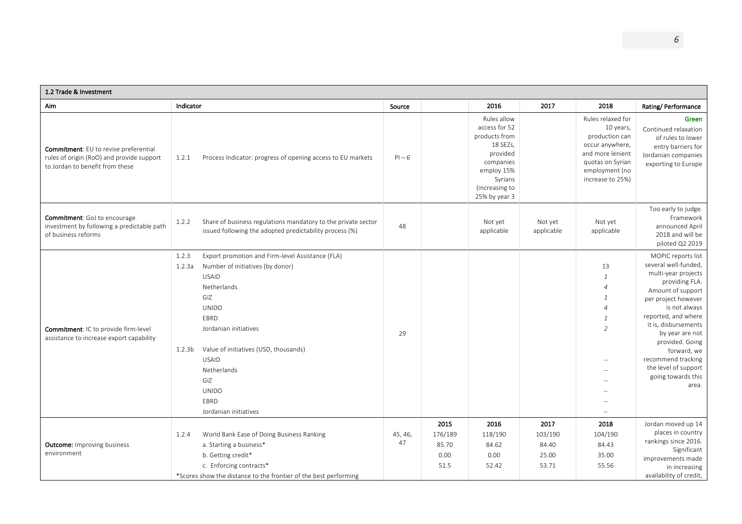| 1.2 Trade & Investment | | | | | | | |
|---|---|---|---|---|---|---|---|
| **Aim** | **Indicator** | **Source** | | **2016** | **2017** | **2018** | **Rating/ Performance** |
| **Commitment**: EU to revise preferential rules of origin (RoO) and provide support to Jordan to benefit from these | 1.2.1 Process Indicator: progress of opening access to EU markets | PI – 6 | | Rules allow access for 52 products from 18 SEZs, provided companies employ 15% Syrians (increasing to 25% by year 3 | | Rules relaxed for 10 years, production can occur anywhere, and more lenient quotas on Syrian employment (no increase to 25%) | **Green** Continued relaxation of rules to lower entry barriers for Jordanian companies exporting to Europe |
| **Commitment**: GoJ to encourage investment by following a predictable path of business reforms | 1.2.2 Share of business regulations mandatory to the private sector issued following the adopted predictability process (%) | 48 | | Not yet applicable | Not yet applicable | Not yet applicable | Too early to judge. Framework announced April 2018 and will be piloted Q2 2019 |
| **Commitment**: IC to provide firm-level assistance to increase export capability | 1.2.3 Export promotion and Firm-level Assistance (FLA) | 29 | | | | | MOPIC reports list several well-funded, multi-year projects providing FLA. Amount of support per project however is not always reported, and where it is, disbursements by year are not provided. Going forward, we recommend tracking the level of support going towards this area. |
| | 1.2.3a Number of initiatives (by donor) | | | | | 13 | |
| | USAID | | | | | *1* | |
| | Netherlands | | | | | *4* | |
| | GIZ | | | | | *1* | |
| | UNIDO | | | | | *4* | |
| | EBRD | | | | | *1* | |
| | Jordanian initiatives | | | | | *2* | |
| | 1.2.3b Value of initiatives (USD, thousands) | | | | | | |
| | USAID | | | | | -- | |
| | Netherlands | | | | | -- | |
| | GIZ | | | | | -- | |
| | UNIDO | | | | | -- | |
| | EBRD | | | | | -- | |
| | Jordanian initiatives | | | | | -- | |
| **Outcome:** Improving business environment | | | **2015** | **2016** | **2017** | **2018** | Jordan moved up 14 places in country rankings since 2016. Significant improvements made in increasing availability of credit, |
| | 1.2.4 World Bank Ease of Doing Business Ranking | 45, 46, 47 | 176/189 | 118/190 | 103/190 | 104/190 | |
| | a. Starting a business* | | 85.70 | 84.62 | 84.40 | 84.43 | |
| | b. Getting credit* | | 0.00 | 0.00 | 25.00 | 35.00 | |
| | c. Enforcing contracts* | | 51.5 | 52.42 | 53.71 | 55.56 | |
| | *Scores show the distance to the frontier of the best performing | | | | | | |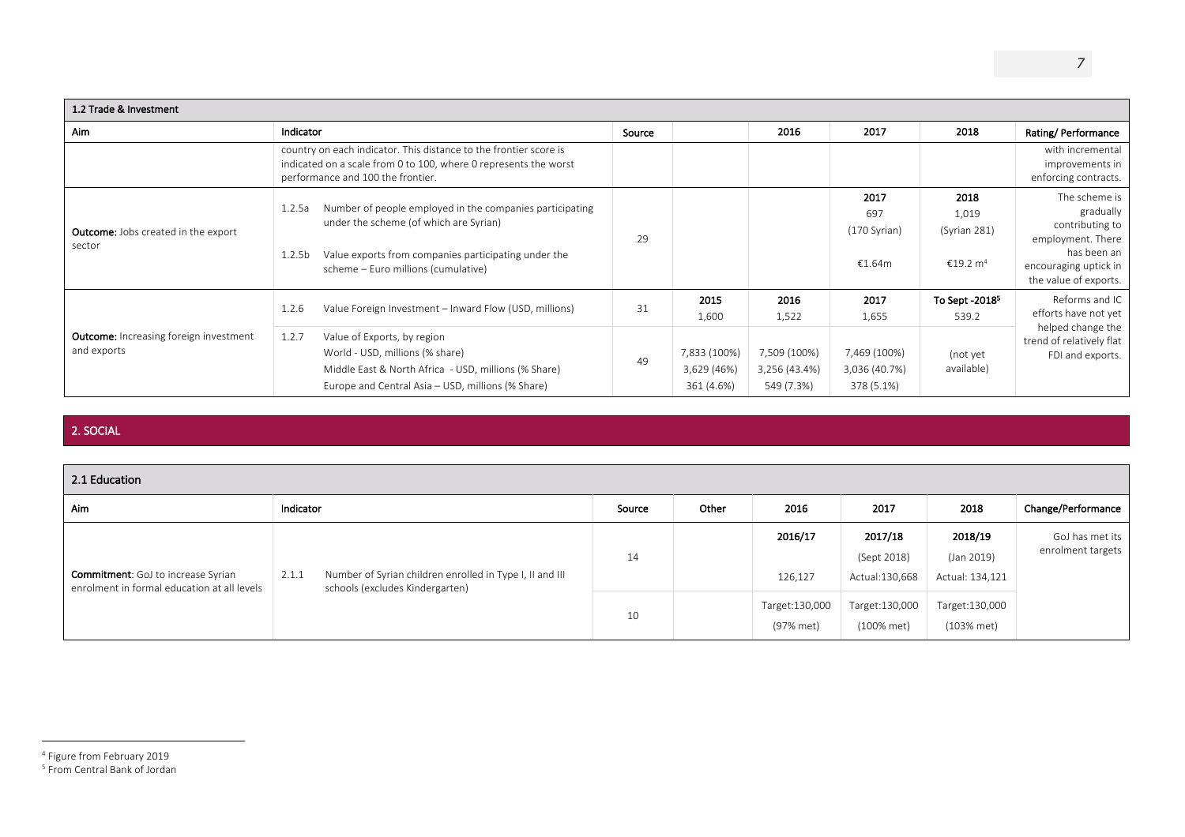| 1.2 Trade & Investment | | | | | | | |
|---|---|---|---|---|---|---|---|
| **Aim** | **Indicator** | **Source** | | **2016** | **2017** | **2018** | **Rating/ Performance** |
| | country on each indicator. This distance to the frontier score is indicated on a scale from 0 to 100, where 0 represents the worst performance and 100 the frontier. | | | | | | with incremental improvements in enforcing contracts. |
| **Outcome:** Jobs created in the export sector | 1.2.5a Number of people employed in the companies participating under the scheme (of which are Syrian)<br><br>1.2.5b Value exports from companies participating under the scheme – Euro millions (cumulative) | 29 | | | **2017**<br>697<br>(170 Syrian)<br><br>€1.64m | **2018**<br>1,019<br>(Syrian 281)<br><br>€19.2 m[4] | The scheme is gradually contributing to employment. There has been an encouraging uptick in the value of exports. |
| **Outcome:** Increasing foreign investment and exports | 1.2.6 Value Foreign Investment – Inward Flow (USD, millions) | 31 | **2015**<br>1,600 | **2016**<br>1,522 | **2017**<br>1,655 | **To Sept -2018[5]**<br>539.2 | Reforms and IC efforts have not yet helped change the trend of relatively flat FDI and exports. |
| | 1.2.7 Value of Exports, by region<br>World - USD, millions (% share)<br>Middle East & North Africa - USD, millions (% Share)<br>Europe and Central Asia – USD, millions (% Share) | 49 | 7,833 (100%)<br>3,629 (46%)<br>361 (4.6%) | 7,509 (100%)<br>3,256 (43.4%)<br>549 (7.3%) | 7,469 (100%)<br>3,036 (40.7%)<br>378 (5.1%) | (not yet available) | |

## 2. SOCIAL

| 2.1 Education | | | | | | | |
|---|---|---|---|---|---|---|---|
| **Aim** | **Indicator** | **Source** | **Other** | **2016** | **2017** | **2018** | **Change/Performance** |
| **Commitment**: GoJ to increase Syrian enrolment in formal education at all levels | 2.1.1 Number of Syrian children enrolled in Type I, II and III schools (excludes Kindergarten) | 14 | | **2016/17**<br><br>126,127 | **2017/18**<br>(Sept 2018)<br>Actual:130,668 | **2018/19**<br>(Jan 2019)<br>Actual: 134,121 | GoJ has met its enrolment targets |
| | | 10 | | Target:130,000<br>(97% met) | Target:130,000<br>(100% met) | Target:130,000<br>(103% met) | |

[4] Figure from February 2019
[5] From Central Bank of Jordan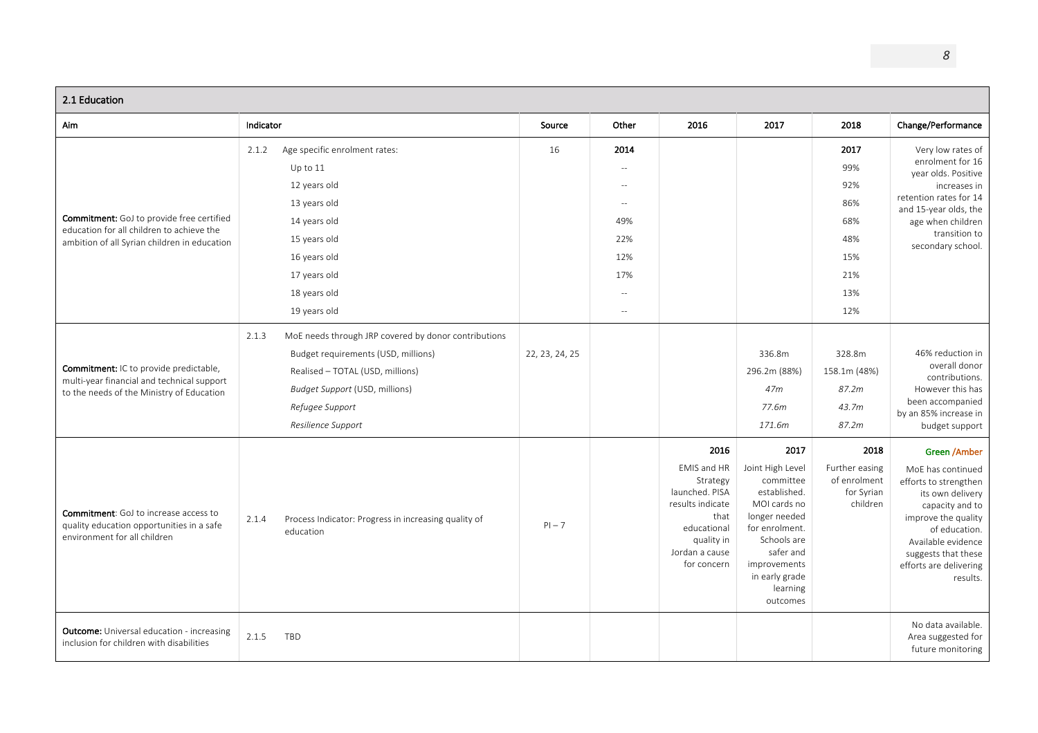## 2.1 Education

| Aim | Indicator | | Source | Other | 2016 | 2017 | 2018 | Change/Performance |
|---|---|---|---|---|---|---|---|---|
| **Commitment:** GoJ to provide free certified education for all children to achieve the ambition of all Syrian children in education | 2.1.2 | Age specific enrolment rates: | 16 | 2014 | | | 2017 | Very low rates of enrolment for 16 year olds. Positive increases in retention rates for 14 and 15-year olds, the age when children transition to secondary school. |
| | | Up to 11 | | -- | | | 99% | |
| | | 12 years old | | -- | | | 92% | |
| | | 13 years old | | -- | | | 86% | |
| | | 14 years old | | 49% | | | 68% | |
| | | 15 years old | | 22% | | | 48% | |
| | | 16 years old | | 12% | | | 15% | |
| | | 17 years old | | 17% | | | 21% | |
| | | 18 years old | | -- | | | 13% | |
| | | 19 years old | | -- | | | 12% | |
| **Commitment:** IC to provide predictable, multi-year financial and technical support to the needs of the Ministry of Education | 2.1.3 | MoE needs through JRP covered by donor contributions | | | | | | 46% reduction in overall donor contributions. However this has been accompanied by an 85% increase in budget support |
| | | Budget requirements (USD, millions) | 22, 23, 24, 25 | | | 336.8m | 328.8m | |
| | | Realised – TOTAL (USD, millions) | | | | 296.2m (88%) | 158.1m (48%) | |
| | | *Budget Support* (USD, millions) | | | | *47m* | *87.2m* | |
| | | *Refugee Support* | | | | *77.6m* | *43.7m* | |
| | | *Resilience Support* | | | | *171.6m* | *87.2m* | |
| **Commitment**: GoJ to increase access to quality education opportunities in a safe environment for all children | 2.1.4 | Process Indicator: Progress in increasing quality of education | PI – 7 | | **2016**<br>EMIS and HR Strategy launched. PISA results indicate that educational quality in Jordan a cause for concern | **2017**<br>Joint High Level committee established. MOI cards no longer needed for enrolment. Schools are safer and improvements in early grade learning outcomes | **2018**<br>Further easing of enrolment for Syrian children | **Green /Amber**<br>MoE has continued efforts to strengthen its own delivery capacity and to improve the quality of education. Available evidence suggests that these efforts are delivering results. |
| **Outcome:** Universal education - increasing inclusion for children with disabilities | 2.1.5 | TBD | | | | | | No data available. Area suggested for future monitoring |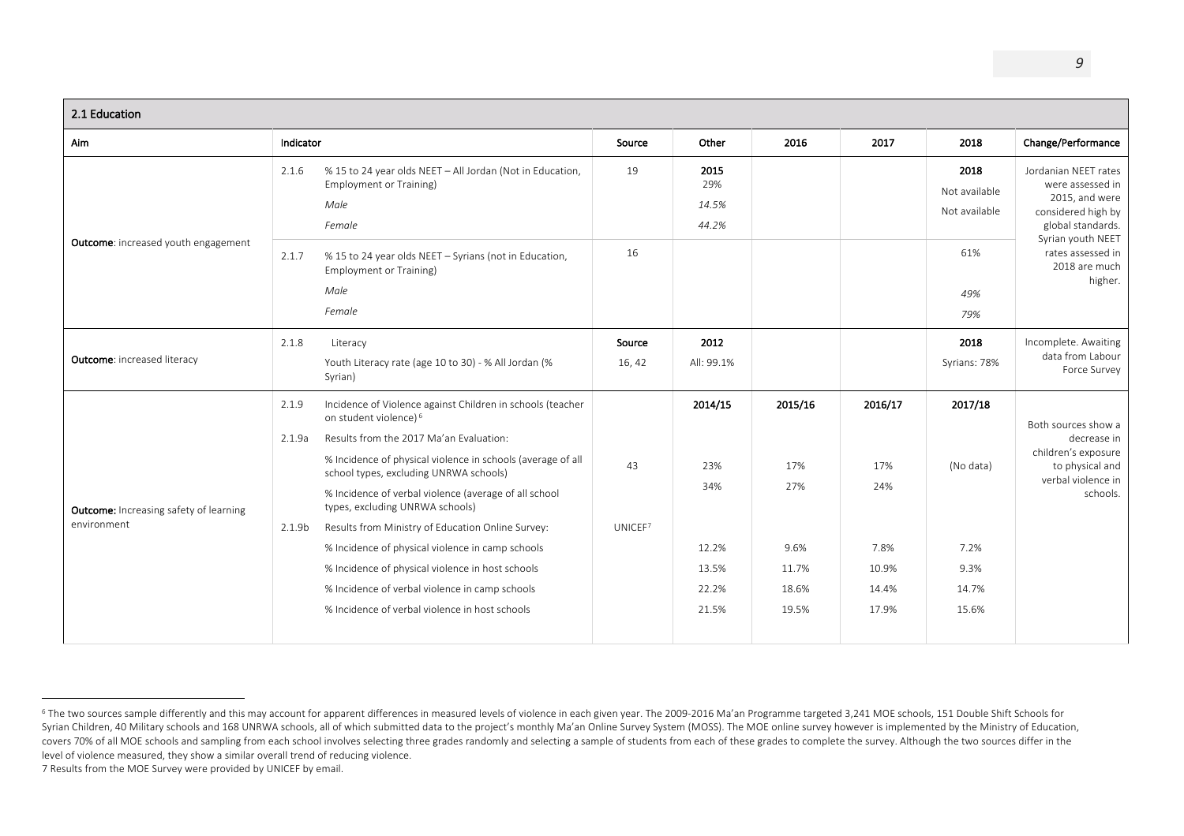| 2.1 Education | | | | | | | | |
|---|---|---|---|---|---|---|---|---|
| Aim | Indicator | | Source | Other | 2016 | 2017 | 2018 | Change/Performance |
| **Outcome**: increased youth engagement | 2.1.6 | % 15 to 24 year olds NEET – All Jordan (Not in Education, Employment or Training) | 19 | **2015** 29% | | | **2018** | Jordanian NEET rates were assessed in 2015, and were considered high by global standards. Syrian youth NEET rates assessed in 2018 are much higher. |
| | | *Male* | | *14.5%* | | | Not available | |
| | | *Female* | | *44.2%* | | | Not available | |
| | 2.1.7 | % 15 to 24 year olds NEET – Syrians (not in Education, Employment or Training) | 16 | | | | 61% | |
| | | *Male* | | | | | *49%* | |
| | | *Female* | | | | | *79%* | |
| **Outcome**: increased literacy | 2.1.8 | Literacy | **Source** | **2012** | | | **2018** | Incomplete. Awaiting data from Labour Force Survey |
| | | Youth Literacy rate (age 10 to 30) - % All Jordan (% Syrian) | 16, 42 | All: 99.1% | | | Syrians: 78% | |
| **Outcome:** Increasing safety of learning environment | 2.1.9 | Incidence of Violence against Children in schools (teacher on student violence)[6] | | **2014/15** | **2015/16** | **2016/17** | **2017/18** | Both sources show a decrease in children's exposure to physical and verbal violence in schools. |
| | 2.1.9a | Results from the 2017 Ma'an Evaluation: | | | | | | |
| | | % Incidence of physical violence in schools (average of all school types, excluding UNRWA schools) | 43 | 23% | 17% | 17% | (No data) | |
| | | % Incidence of verbal violence (average of all school types, excluding UNRWA schools) | | 34% | 27% | 24% | | |
| | 2.1.9b | Results from Ministry of Education Online Survey: | UNICEF[7] | | | | | |
| | | % Incidence of physical violence in camp schools | | 12.2% | 9.6% | 7.8% | 7.2% | |
| | | % Incidence of physical violence in host schools | | 13.5% | 11.7% | 10.9% | 9.3% | |
| | | % Incidence of verbal violence in camp schools | | 22.2% | 18.6% | 14.4% | 14.7% | |
| | | % Incidence of verbal violence in host schools | | 21.5% | 19.5% | 17.9% | 15.6% | |

[6] The two sources sample differently and this may account for apparent differences in measured levels of violence in each given year. The 2009-2016 Ma'an Programme targeted 3,241 MOE schools, 151 Double Shift Schools for Syrian Children, 40 Military schools and 168 UNRWA schools, all of which submitted data to the project's monthly Ma'an Online Survey System (MOSS). The MOE online survey however is implemented by the Ministry of Education, covers 70% of all MOE schools and sampling from each school involves selecting three grades randomly and selecting a sample of students from each of these grades to complete the survey. Although the two sources differ in the level of violence measured, they show a similar overall trend of reducing violence.

7 Results from the MOE Survey were provided by UNICEF by email.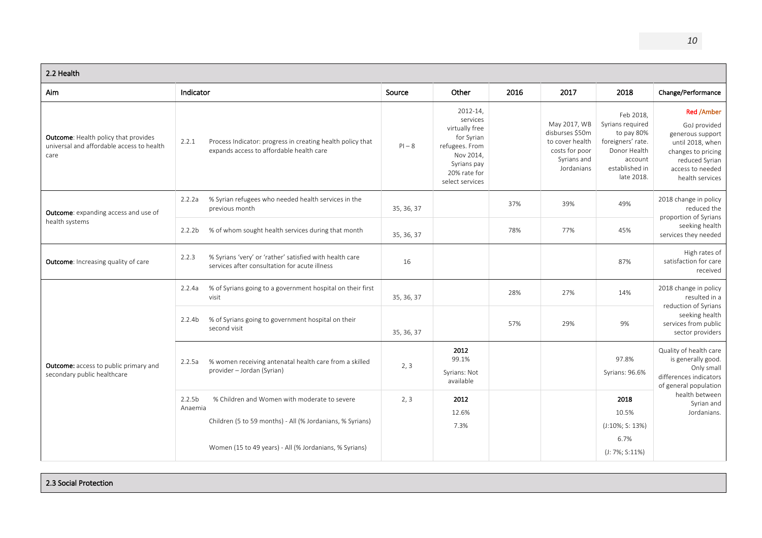## 2.2 Health

| Aim | Indicator | | Source | Other | 2016 | 2017 | 2018 | Change/Performance |
|---|---|---|---|---|---|---|---|---|
| **Outcome**: Health policy that provides universal and affordable access to health care | 2.2.1 | Process Indicator: progress in creating health policy that expands access to affordable health care | PI – 8 | 2012-14, services virtually free for Syrian refugees. From Nov 2014, Syrians pay 20% rate for select services | | May 2017, WB disburses $50m to cover health costs for poor Syrians and Jordanians | Feb 2018, Syrians required to pay 80% foreigners' rate. Donor Health account established in late 2018. | Red /Amber GoJ provided generous support until 2018, when changes to pricing reduced Syrian access to needed health services |
| **Outcome**: expanding access and use of health systems | 2.2.2a | % Syrian refugees who needed health services in the previous month | 35, 36, 37 | | 37% | 39% | 49% | 2018 change in policy reduced the proportion of Syrians seeking health services they needed |
| | 2.2.2b | % of whom sought health services during that month | 35, 36, 37 | | 78% | 77% | 45% | |
| **Outcome**: Increasing quality of care | 2.2.3 | % Syrians 'very' or 'rather' satisfied with health care services after consultation for acute illness | 16 | | | | 87% | High rates of satisfaction for care received |
| **Outcome:** access to public primary and secondary public healthcare | 2.2.4a | % of Syrians going to a government hospital on their first visit | 35, 36, 37 | | 28% | 27% | 14% | 2018 change in policy resulted in a reduction of Syrians seeking health services from public sector providers |
| | 2.2.4b | % of Syrians going to government hospital on their second visit | 35, 36, 37 | | 57% | 29% | 9% | |
| | 2.2.5a | % women receiving antenatal health care from a skilled provider – Jordan (Syrian) | 2, 3 | **2012** 99.1% Syrians: Not available | | | 97.8% Syrians: 96.6% | Quality of health care is generally good. Only small differences indicators of general population health between Syrian and Jordanians. |
| | 2.2.5b Anaemia | % Children and Women with moderate to severe | 2, 3 | **2012** | | | **2018** | |
| | | Children (5 to 59 months) - All (% Jordanians, % Syrians) | | 12.6% | | | 10.5% (J:10%; S: 13%) | |
| | | Women (15 to 49 years) - All (% Jordanians, % Syrians) | | 7.3% | | | 6.7% (J: 7%; S:11%) | |

## 2.3 Social Protection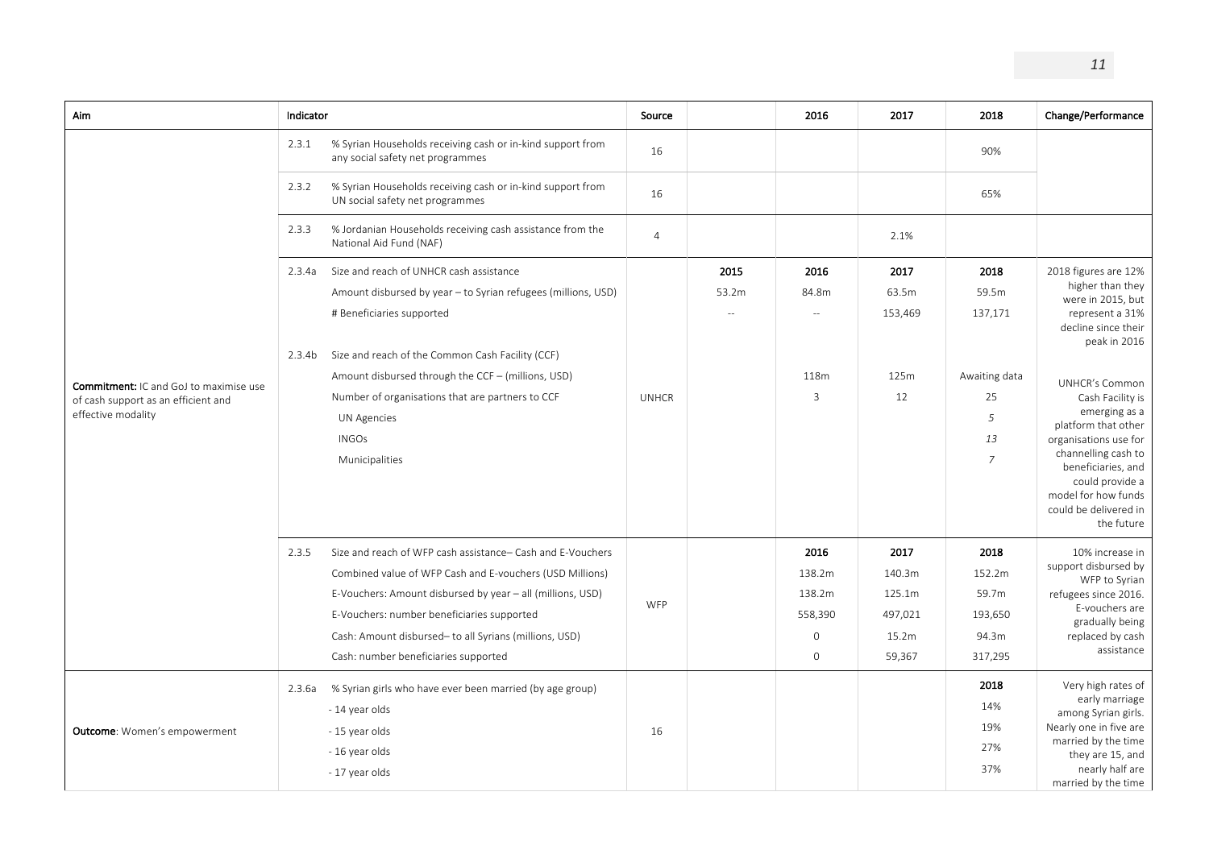| Aim | Indicator | | Source | | 2016 | 2017 | 2018 | Change/Performance |
|---|---|---|---|---|---|---|---|---|
| **Commitment:** IC and GoJ to maximise use of cash support as an efficient and effective modality | 2.3.1 | % Syrian Households receiving cash or in-kind support from any social safety net programmes | 16 | | | | 90% | |
| | 2.3.2 | % Syrian Households receiving cash or in-kind support from UN social safety net programmes | 16 | | | | 65% | |
| | 2.3.3 | % Jordanian Households receiving cash assistance from the National Aid Fund (NAF) | 4 | | | 2.1% | | |
| | 2.3.4a | Size and reach of UNHCR cash assistance | UNHCR | **2015** | **2016** | **2017** | **2018** | 2018 figures are 12% higher than they were in 2015, but represent a 31% decline since their peak in 2016 |
| | | Amount disbursed by year – to Syrian refugees (millions, USD) | | 53.2m | 84.8m | 63.5m | 59.5m | |
| | | # Beneficiaries supported | | -- | -- | 153,469 | 137,171 | |
| | 2.3.4b | Size and reach of the Common Cash Facility (CCF) | | | | | | UNHCR's Common Cash Facility is emerging as a platform that other organisations use for channelling cash to beneficiaries, and could provide a model for how funds could be delivered in the future |
| | | Amount disbursed through the CCF – (millions, USD) | | | 118m | 125m | Awaiting data | |
| | | Number of organisations that are partners to CCF | | | 3 | 12 | 25 | |
| | | UN Agencies | | | | | *5* | |
| | | INGOs | | | | | *13* | |
| | | Municipalities | | | | | *7* | |
| | 2.3.5 | Size and reach of WFP cash assistance– Cash and E-Vouchers | WFP | | **2016** | **2017** | **2018** | 10% increase in support disbursed by WFP to Syrian refugees since 2016. E-vouchers are gradually being replaced by cash assistance |
| | | Combined value of WFP Cash and E-vouchers (USD Millions) | | | 138.2m | 140.3m | 152.2m | |
| | | E-Vouchers: Amount disbursed by year – all (millions, USD) | | | 138.2m | 125.1m | 59.7m | |
| | | E-Vouchers: number beneficiaries supported | | | 558,390 | 497,021 | 193,650 | |
| | | Cash: Amount disbursed– to all Syrians (millions, USD) | | | 0 | 15.2m | 94.3m | |
| | | Cash: number beneficiaries supported | | | 0 | 59,367 | 317,295 | |
| **Outcome**: Women's empowerment | 2.3.6a | % Syrian girls who have ever been married (by age group) | 16 | | | | **2018** | Very high rates of early marriage among Syrian girls. Nearly one in five are married by the time they are 15, and nearly half are married by the time |
| | | - 14 year olds | | | | | 14% | |
| | | - 15 year olds | | | | | 19% | |
| | | - 16 year olds | | | | | 27% | |
| | | - 17 year olds | | | | | 37% | |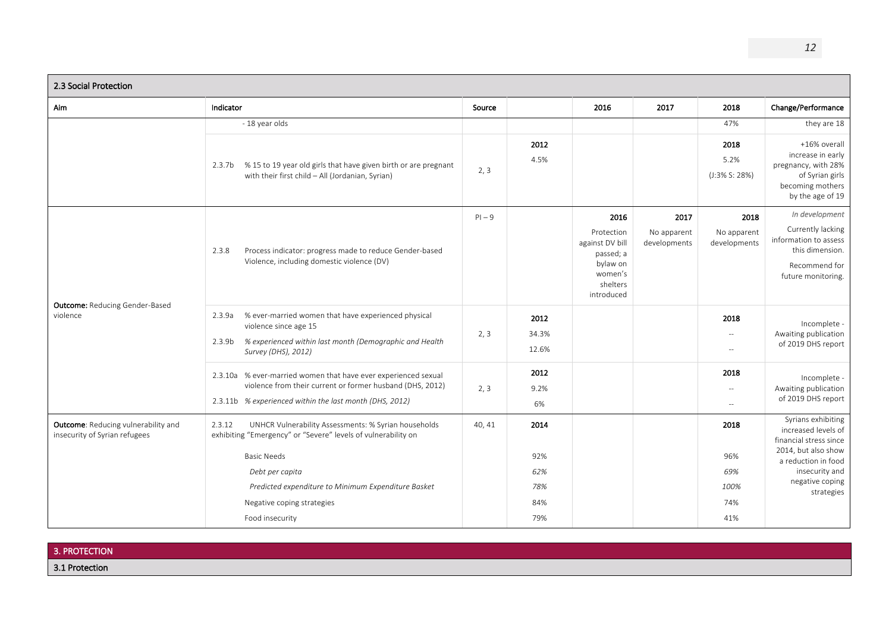## 2.3 Social Protection

| Aim | Indicator | Source | | 2016 | 2017 | 2018 | Change/Performance |
|---|---|---|---|---|---|---|---|
| | - 18 year olds | | | | | 47% | they are 18 |
| | 2.3.7b % 15 to 19 year old girls that have given birth or are pregnant with their first child – All (Jordanian, Syrian) | 2, 3 | 2012<br>4.5% | | | 2018<br>5.2%<br>(J:3% S: 28%) | +16% overall increase in early pregnancy, with 28% of Syrian girls becoming mothers by the age of 19 |
| **Outcome:** Reducing Gender-Based violence | 2.3.8 Process indicator: progress made to reduce Gender-based Violence, including domestic violence (DV) | PI – 9 | | 2016<br>Protection against DV bill passed; a bylaw on women's shelters introduced | 2017<br>No apparent developments | 2018<br>No apparent developments | *In development*<br>Currently lacking information to assess this dimension.<br>Recommend for future monitoring. |
| | 2.3.9a % ever-married women that have experienced physical violence since age 15<br>2.3.9b *% experienced within last month (Demographic and Health Survey (DHS), 2012)* | 2, 3 | 2012<br>34.3%<br>12.6% | | | 2018<br>--<br>-- | Incomplete - Awaiting publication of 2019 DHS report |
| | 2.3.10a % ever-married women that have ever experienced sexual violence from their current or former husband (DHS, 2012)<br>2.3.11b *% experienced within the last month (DHS, 2012)* | 2, 3 | 2012<br>9.2%<br>6% | | | 2018<br>--<br>-- | Incomplete - Awaiting publication of 2019 DHS report |
| **Outcome**: Reducing vulnerability and insecurity of Syrian refugees | 2.3.12 UNHCR Vulnerability Assessments: % Syrian households exhibiting "Emergency" or "Severe" levels of vulnerability on | 40, 41 | 2014 | | | 2018 | Syrians exhibiting increased levels of financial stress since 2014, but also show a reduction in food insecurity and negative coping strategies |
| | Basic Needs | | 92% | | | 96% | |
| | *Debt per capita* | | *62%* | | | *69%* | |
| | *Predicted expenditure to Minimum Expenditure Basket* | | *78%* | | | *100%* | |
| | Negative coping strategies | | 84% | | | 74% | |
| | Food insecurity | | 79% | | | 41% | |

# 3. PROTECTION

## 3.1 Protection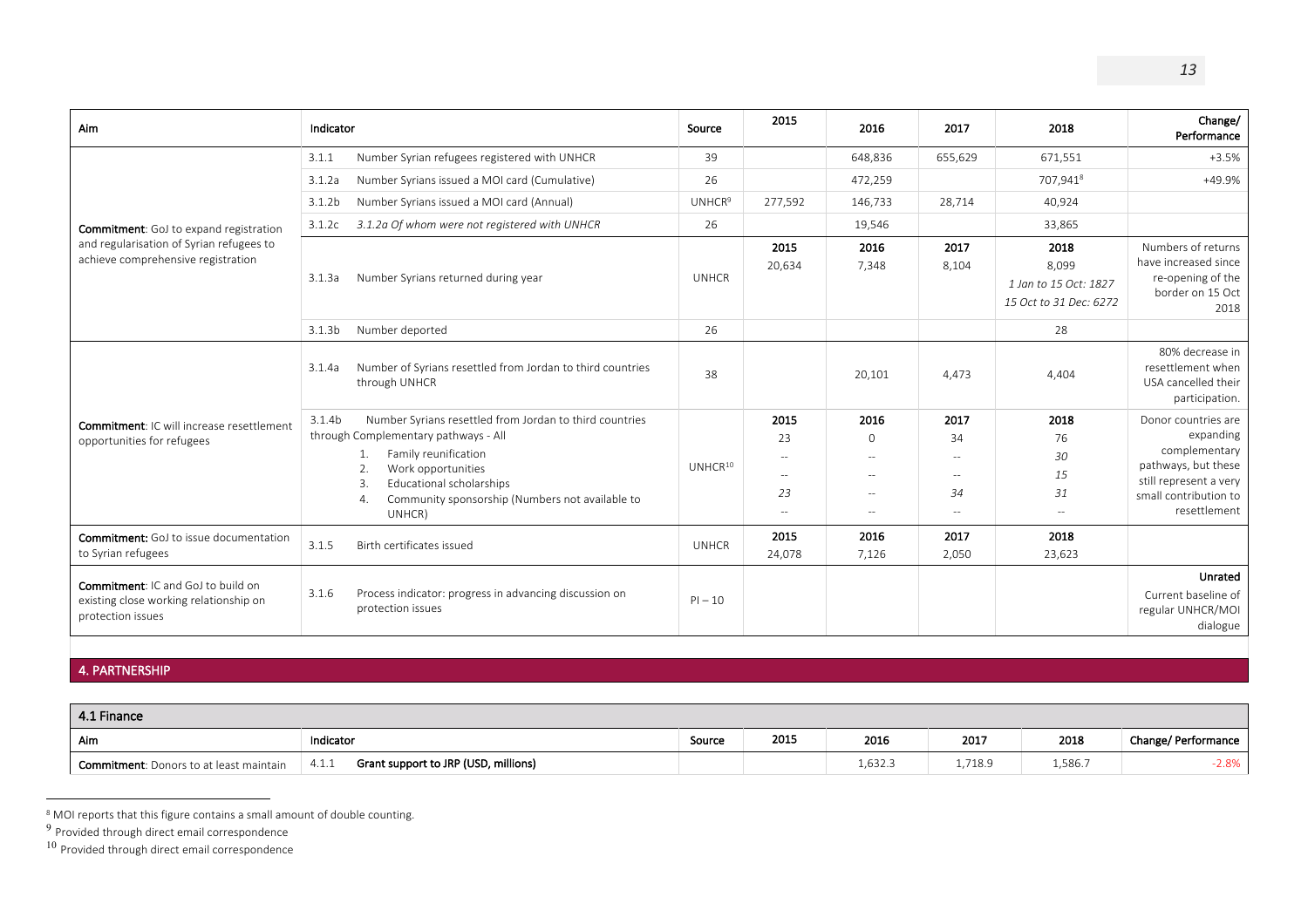| Aim | Indicator | Source | 2015 | 2016 | 2017 | 2018 | Change/ Performance |
|---|---|---|---|---|---|---|---|
| **Commitment**: GoJ to expand registration and regularisation of Syrian refugees to achieve comprehensive registration | 3.1.1 Number Syrian refugees registered with UNHCR | 39 | | 648,836 | 655,629 | 671,551 | +3.5% |
| | 3.1.2a Number Syrians issued a MOI card (Cumulative) | 26 | | 472,259 | | 707,941[8] | +49.9% |
| | 3.1.2b Number Syrians issued a MOI card (Annual) | UNHCR[9] | 277,592 | 146,733 | 28,714 | 40,924 | |
| | 3.1.2c *3.1.2a Of whom were not registered with UNHCR* | 26 | | 19,546 | | 33,865 | |
| | 3.1.3a Number Syrians returned during year | UNHCR | **2015** 20,634 | **2016** 7,348 | **2017** 8,104 | **2018** 8,099 *1 Jan to 15 Oct: 1827* *15 Oct to 31 Dec: 6272* | Numbers of returns have increased since re-opening of the border on 15 Oct 2018 |
| | 3.1.3b Number deported | 26 | | | | 28 | |
| **Commitment**: IC will increase resettlement opportunities for refugees | 3.1.4a Number of Syrians resettled from Jordan to third countries through UNHCR | 38 | | 20,101 | 4,473 | 4,404 | 80% decrease in resettlement when USA cancelled their participation. |
| | 3.1.4b Number Syrians resettled from Jordan to third countries through Complementary pathways - All<br>1. Family reunification<br>2. Work opportunities<br>3. Educational scholarships<br>4. Community sponsorship (Numbers not available to UNHCR) | UNHCR[10] | **2015**<br>23<br>--<br>--<br>*23*<br>-- | **2016**<br>0<br>--<br>--<br>--<br>-- | **2017**<br>34<br>--<br>--<br>*34*<br>-- | **2018**<br>76<br>*30*<br>*15*<br>*31*<br>-- | Donor countries are expanding complementary pathways, but these still represent a very small contribution to resettlement |
| **Commitment:** GoJ to issue documentation to Syrian refugees | 3.1.5 Birth certificates issued | UNHCR | **2015** 24,078 | **2016** 7,126 | **2017** 2,050 | **2018** 23,623 | |
| **Commitment**: IC and GoJ to build on existing close working relationship on protection issues | 3.1.6 Process indicator: progress in advancing discussion on protection issues | PI – 10 | | | | | **Unrated** Current baseline of regular UNHCR/MOI dialogue |

## 4. PARTNERSHIP

### 4.1 Finance

| Aim | Indicator | Source | 2015 | 2016 | 2017 | 2018 | Change/ Performance |
|---|---|---|---|---|---|---|---|
| **Commitment**: Donors to at least maintain | 4.1.1 **Grant support to JRP (USD, millions)** | | | 1,632.3 | 1,718.9 | 1,586.7 | -2.8% |

[8] MOI reports that this figure contains a small amount of double counting.

[9] Provided through direct email correspondence

[10] Provided through direct email correspondence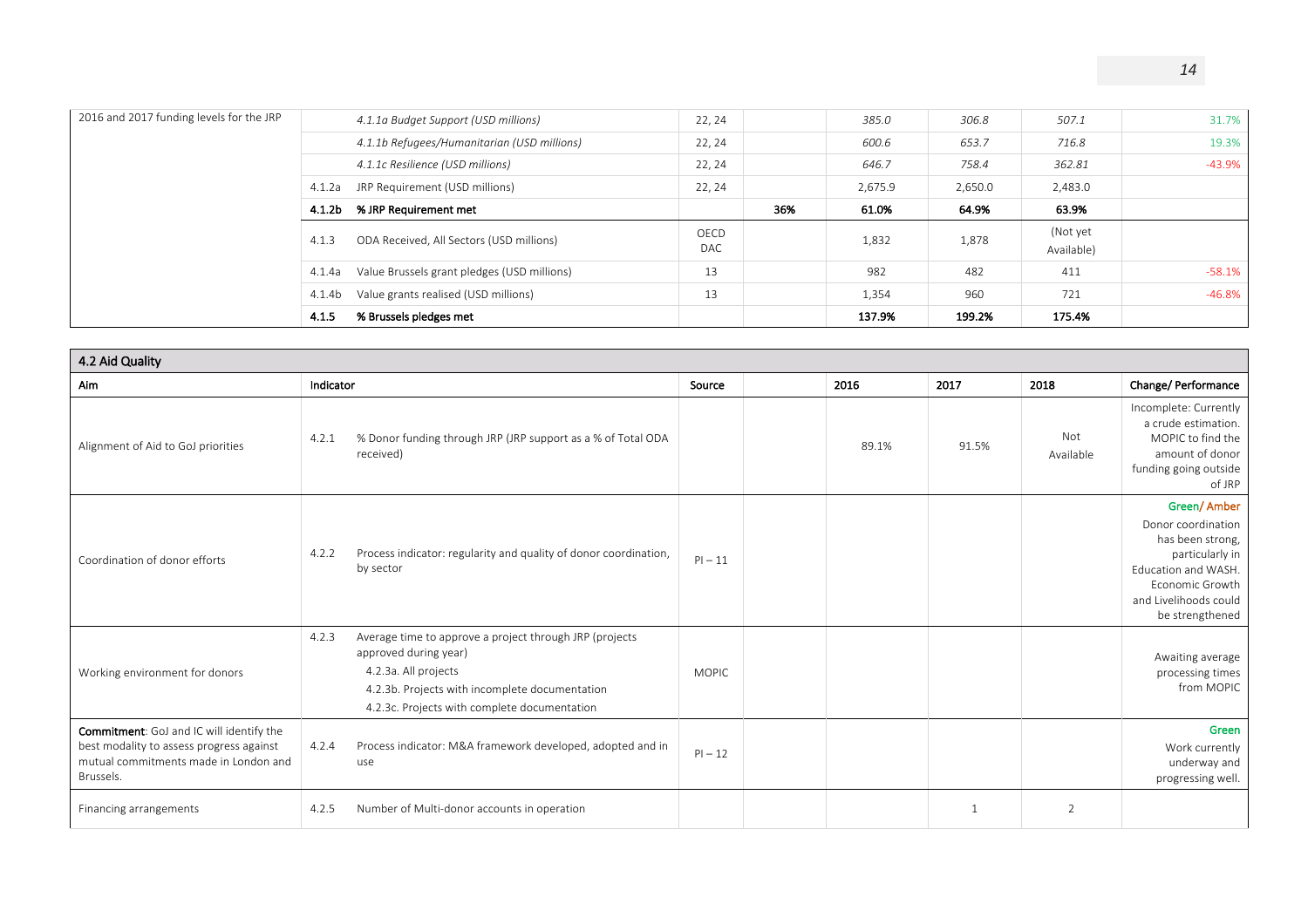| 2016 and 2017 funding levels for the JRP | | *4.1.1a Budget Support (USD millions)* | 22, 24 | | *385.0* | *306.8* | *507.1* | 31.7% |
|---|---|---|---|---|---|---|---|---|
| | | *4.1.1b Refugees/Humanitarian (USD millions)* | 22, 24 | | *600.6* | *653.7* | *716.8* | 19.3% |
| | | *4.1.1c Resilience (USD millions)* | 22, 24 | | *646.7* | *758.4* | *362.81* | -43.9% |
| | 4.1.2a | JRP Requirement (USD millions) | 22, 24 | | 2,675.9 | 2,650.0 | 2,483.0 | |
| | **4.1.2b** | **% JRP Requirement met** | | **36%** | **61.0%** | **64.9%** | **63.9%** | |
| | 4.1.3 | ODA Received, All Sectors (USD millions) | OECD DAC | | 1,832 | 1,878 | (Not yet Available) | |
| | 4.1.4a | Value Brussels grant pledges (USD millions) | 13 | | 982 | 482 | 411 | -58.1% |
| | 4.1.4b | Value grants realised (USD millions) | 13 | | 1,354 | 960 | 721 | -46.8% |
| | **4.1.5** | **% Brussels pledges met** | | | **137.9%** | **199.2%** | **175.4%** | |

| **4.2 Aid Quality** | | | | | | | | |
|---|---|---|---|---|---|---|---|---|
| **Aim** | **Indicator** | | **Source** | | **2016** | **2017** | **2018** | **Change/ Performance** |
| Alignment of Aid to GoJ priorities | 4.2.1 | % Donor funding through JRP (JRP support as a % of Total ODA received) | | | 89.1% | 91.5% | Not Available | Incomplete: Currently a crude estimation. MOPIC to find the amount of donor funding going outside of JRP |
| Coordination of donor efforts | 4.2.2 | Process indicator: regularity and quality of donor coordination, by sector | PI – 11 | | | | | Green/ Amber Donor coordination has been strong, particularly in Education and WASH. Economic Growth and Livelihoods could be strengthened |
| Working environment for donors | 4.2.3 | Average time to approve a project through JRP (projects approved during year) 4.2.3a. All projects 4.2.3b. Projects with incomplete documentation 4.2.3c. Projects with complete documentation | MOPIC | | | | | Awaiting average processing times from MOPIC |
| **Commitment**: GoJ and IC will identify the best modality to assess progress against mutual commitments made in London and Brussels. | 4.2.4 | Process indicator: M&A framework developed, adopted and in use | PI – 12 | | | | | Green Work currently underway and progressing well. |
| Financing arrangements | 4.2.5 | Number of Multi-donor accounts in operation | | | | 1 | 2 | |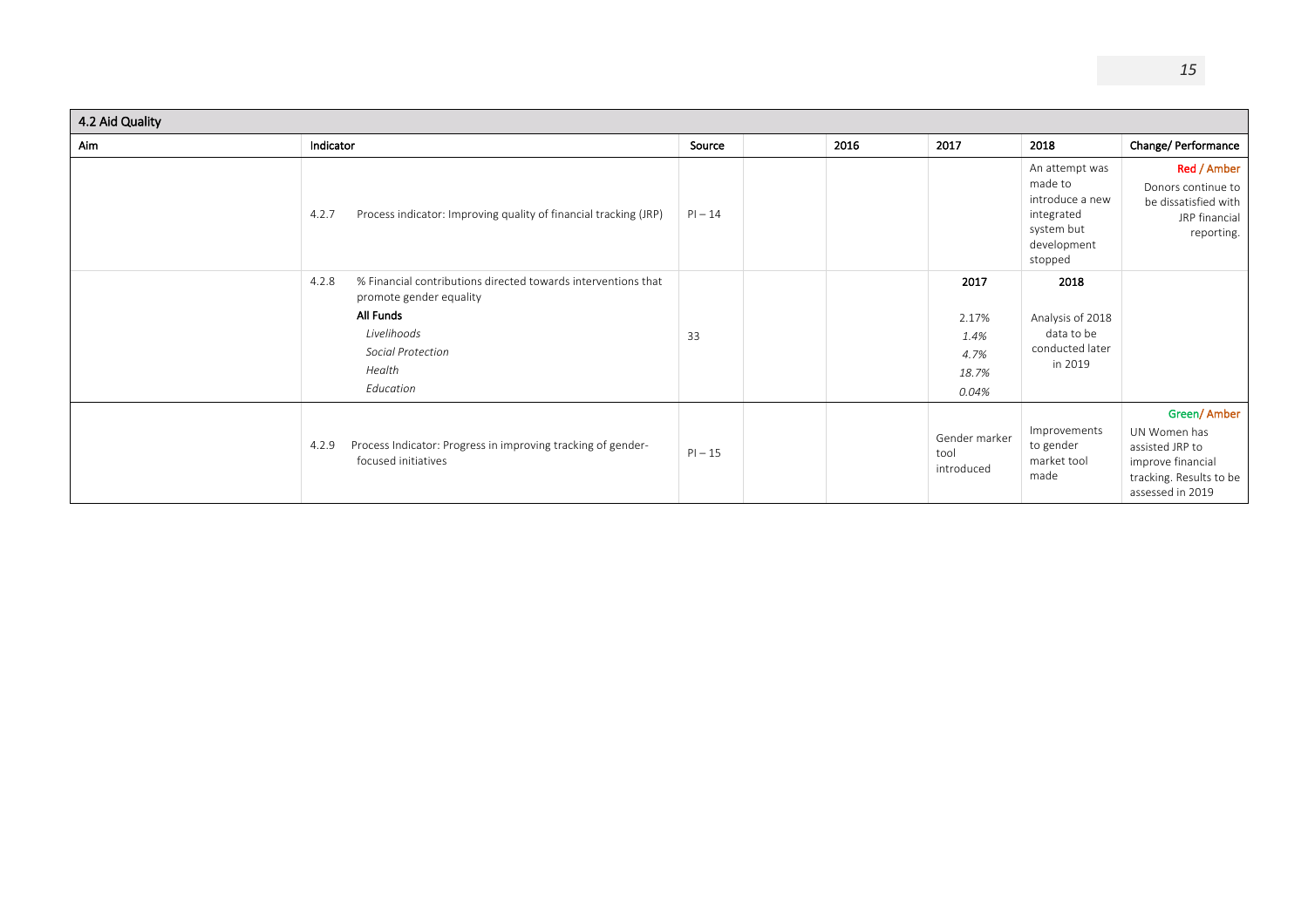| 4.2 Aid Quality | | | | | | | |
|---|---|---|---|---|---|---|---|
| Aim | Indicator | Source | | 2016 | 2017 | 2018 | Change/ Performance |
| | 4.2.7 Process indicator: Improving quality of financial tracking (JRP) | PI – 14 | | | | An attempt was made to introduce a new integrated system but development stopped | Red / Amber Donors continue to be dissatisfied with JRP financial reporting. |
| | 4.2.8 % Financial contributions directed towards interventions that promote gender equality<br>**All Funds**<br>*Livelihoods*<br>*Social Protection*<br>*Health*<br>*Education* | 33 | | | **2017**<br>2.17%<br>*1.4%*<br>*4.7%*<br>*18.7%*<br>*0.04%* | **2018**<br>Analysis of 2018 data to be conducted later in 2019 | |
| | 4.2.9 Process Indicator: Progress in improving tracking of gender-focused initiatives | PI – 15 | | | Gender marker tool introduced | Improvements to gender market tool made | Green/ Amber UN Women has assisted JRP to improve financial tracking. Results to be assessed in 2019 |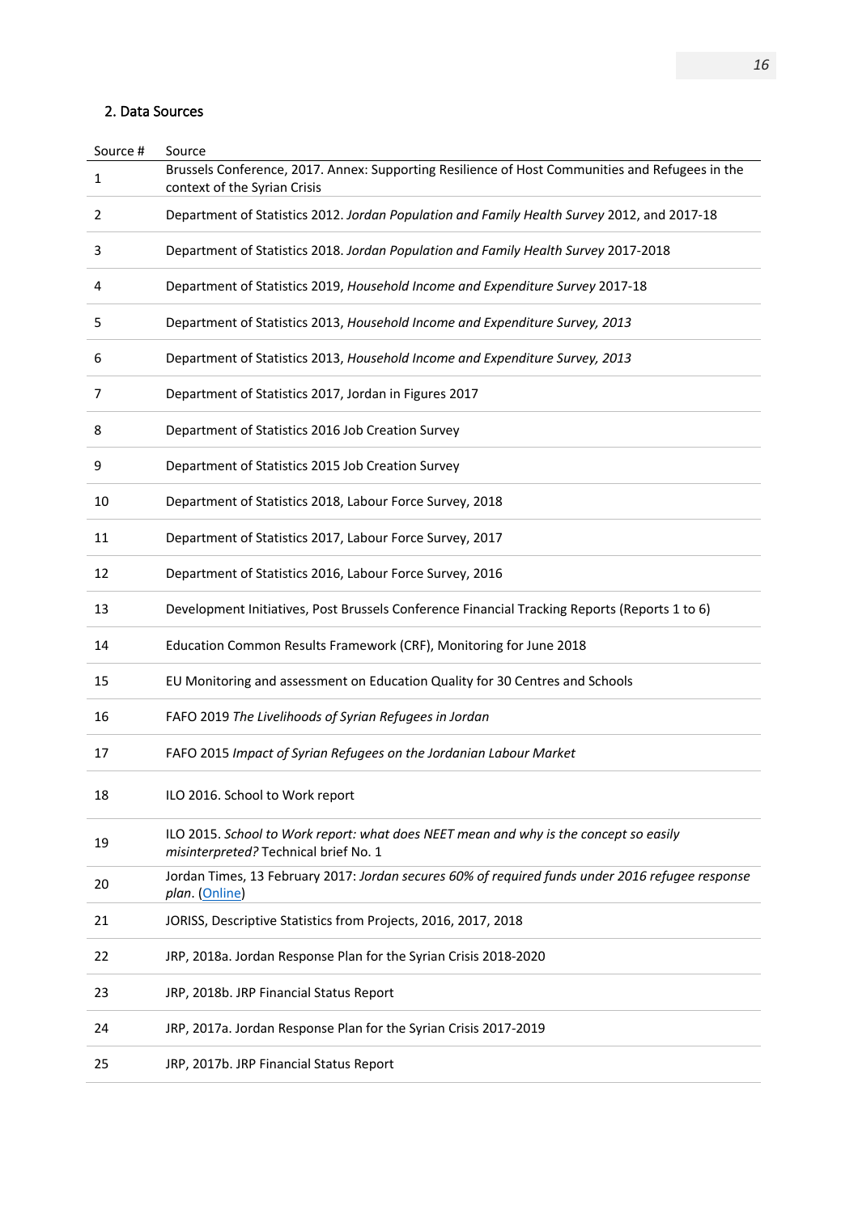## 2. Data Sources

| Source # | Source |
| --- | --- |
| 1 | Brussels Conference, 2017. Annex: Supporting Resilience of Host Communities and Refugees in the context of the Syrian Crisis |
| 2 | Department of Statistics 2012. *Jordan Population and Family Health Survey* 2012, and 2017-18 |
| 3 | Department of Statistics 2018. *Jordan Population and Family Health Survey* 2017-2018 |
| 4 | Department of Statistics 2019, *Household Income and Expenditure Survey* 2017-18 |
| 5 | Department of Statistics 2013, *Household Income and Expenditure Survey, 2013* |
| 6 | Department of Statistics 2013, *Household Income and Expenditure Survey, 2013* |
| 7 | Department of Statistics 2017, Jordan in Figures 2017 |
| 8 | Department of Statistics 2016 Job Creation Survey |
| 9 | Department of Statistics 2015 Job Creation Survey |
| 10 | Department of Statistics 2018, Labour Force Survey, 2018 |
| 11 | Department of Statistics 2017, Labour Force Survey, 2017 |
| 12 | Department of Statistics 2016, Labour Force Survey, 2016 |
| 13 | Development Initiatives, Post Brussels Conference Financial Tracking Reports (Reports 1 to 6) |
| 14 | Education Common Results Framework (CRF), Monitoring for June 2018 |
| 15 | EU Monitoring and assessment on Education Quality for 30 Centres and Schools |
| 16 | FAFO 2019 *The Livelihoods of Syrian Refugees in Jordan* |
| 17 | FAFO 2015 *Impact of Syrian Refugees on the Jordanian Labour Market* |
| 18 | ILO 2016. School to Work report |
| 19 | ILO 2015. *School to Work report: what does NEET mean and why is the concept so easily misinterpreted?* Technical brief No. 1 |
| 20 | Jordan Times, 13 February 2017: *Jordan secures 60% of required funds under 2016 refugee response plan*. (Online) |
| 21 | JORISS, Descriptive Statistics from Projects, 2016, 2017, 2018 |
| 22 | JRP, 2018a. Jordan Response Plan for the Syrian Crisis 2018-2020 |
| 23 | JRP, 2018b. JRP Financial Status Report |
| 24 | JRP, 2017a. Jordan Response Plan for the Syrian Crisis 2017-2019 |
| 25 | JRP, 2017b. JRP Financial Status Report |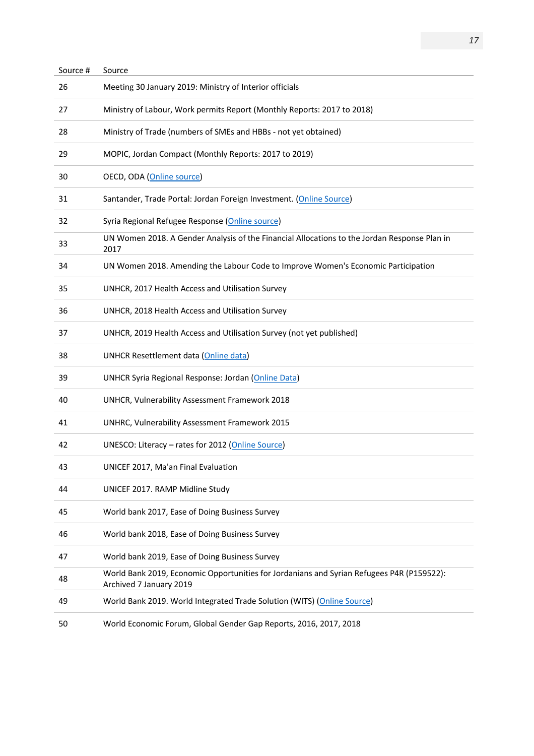| Source # | Source |
|---|---|
| 26 | Meeting 30 January 2019: Ministry of Interior officials |
| 27 | Ministry of Labour, Work permits Report (Monthly Reports: 2017 to 2018) |
| 28 | Ministry of Trade (numbers of SMEs and HBBs - not yet obtained) |
| 29 | MOPIC, Jordan Compact (Monthly Reports: 2017 to 2019) |
| 30 | OECD, ODA (Online source) |
| 31 | Santander, Trade Portal: Jordan Foreign Investment. (Online Source) |
| 32 | Syria Regional Refugee Response (Online source) |
| 33 | UN Women 2018. A Gender Analysis of the Financial Allocations to the Jordan Response Plan in 2017 |
| 34 | UN Women 2018. Amending the Labour Code to Improve Women's Economic Participation |
| 35 | UNHCR, 2017 Health Access and Utilisation Survey |
| 36 | UNHCR, 2018 Health Access and Utilisation Survey |
| 37 | UNHCR, 2019 Health Access and Utilisation Survey (not yet published) |
| 38 | UNHCR Resettlement data (Online data) |
| 39 | UNHCR Syria Regional Response: Jordan (Online Data) |
| 40 | UNHCR, Vulnerability Assessment Framework 2018 |
| 41 | UNHRC, Vulnerability Assessment Framework 2015 |
| 42 | UNESCO: Literacy – rates for 2012 (Online Source) |
| 43 | UNICEF 2017, Ma'an Final Evaluation |
| 44 | UNICEF 2017. RAMP Midline Study |
| 45 | World bank 2017, Ease of Doing Business Survey |
| 46 | World bank 2018, Ease of Doing Business Survey |
| 47 | World bank 2019, Ease of Doing Business Survey |
| 48 | World Bank 2019, Economic Opportunities for Jordanians and Syrian Refugees P4R (P159522): Archived 7 January 2019 |
| 49 | World Bank 2019. World Integrated Trade Solution (WITS) (Online Source) |
| 50 | World Economic Forum, Global Gender Gap Reports, 2016, 2017, 2018 |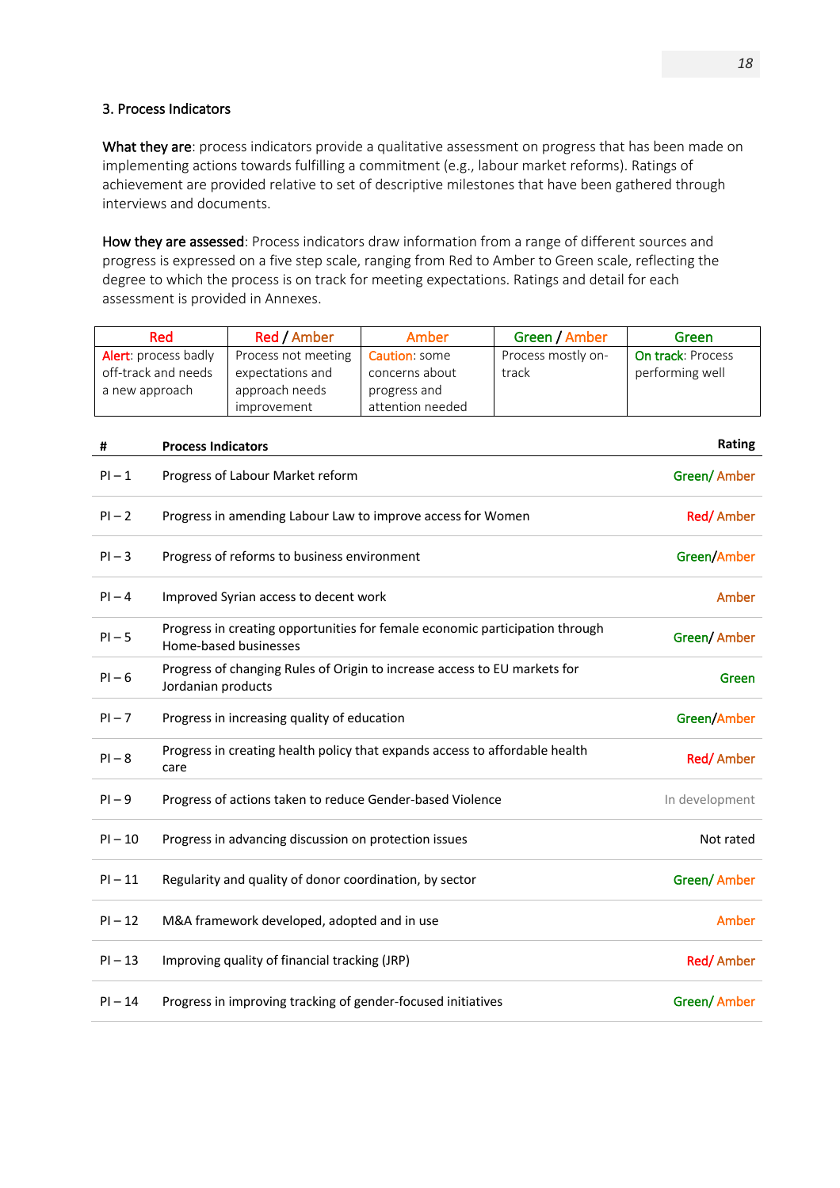### 3. Process Indicators

**What they are**: process indicators provide a qualitative assessment on progress that has been made on implementing actions towards fulfilling a commitment (e.g., labour market reforms). Ratings of achievement are provided relative to set of descriptive milestones that have been gathered through interviews and documents.

**How they are assessed**: Process indicators draw information from a range of different sources and progress is expressed on a five step scale, ranging from Red to Amber to Green scale, reflecting the degree to which the process is on track for meeting expectations. Ratings and detail for each assessment is provided in Annexes.

| Red | Red / Amber | Amber | Green / Amber | Green |
|---|---|---|---|---|
| Alert: process badly off-track and needs a new approach | Process not meeting expectations and approach needs improvement | Caution: some concerns about progress and attention needed | Process mostly on-track | On track: Process performing well |

| # | Process Indicators | Rating |
|---|---|---|
| PI – 1 | Progress of Labour Market reform | Green/ Amber |
| PI – 2 | Progress in amending Labour Law to improve access for Women | Red/ Amber |
| PI – 3 | Progress of reforms to business environment | Green/Amber |
| PI – 4 | Improved Syrian access to decent work | Amber |
| PI – 5 | Progress in creating opportunities for female economic participation through Home-based businesses | Green/ Amber |
| PI – 6 | Progress of changing Rules of Origin to increase access to EU markets for Jordanian products | Green |
| PI – 7 | Progress in increasing quality of education | Green/Amber |
| PI – 8 | Progress in creating health policy that expands access to affordable health care | Red/ Amber |
| PI – 9 | Progress of actions taken to reduce Gender-based Violence | In development |
| PI – 10 | Progress in advancing discussion on protection issues | Not rated |
| PI – 11 | Regularity and quality of donor coordination, by sector | Green/ Amber |
| PI – 12 | M&A framework developed, adopted and in use | Amber |
| PI – 13 | Improving quality of financial tracking (JRP) | Red/ Amber |
| PI – 14 | Progress in improving tracking of gender-focused initiatives | Green/ Amber |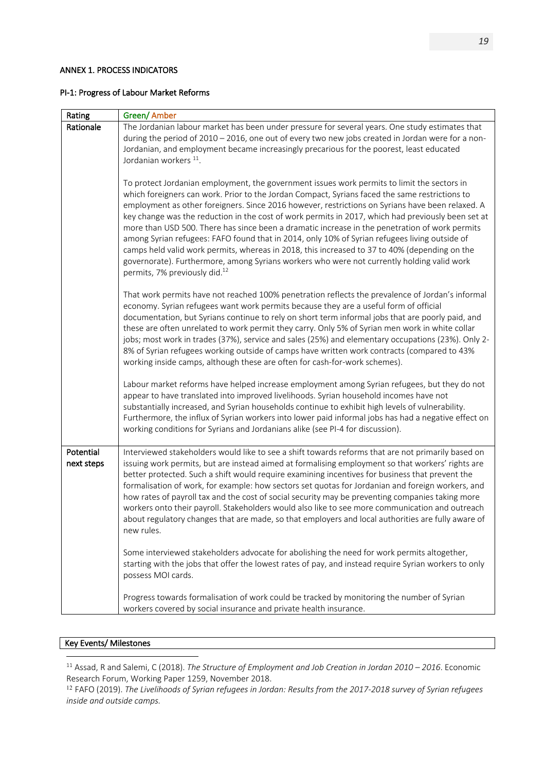## ANNEX 1. PROCESS INDICATORS

### PI-1: Progress of Labour Market Reforms

| Rating | Green/ Amber |
|---|---|
| Rationale | The Jordanian labour market has been under pressure for several years. One study estimates that during the period of 2010 – 2016, one out of every two new jobs created in Jordan were for a non-Jordanian, and employment became increasingly precarious for the poorest, least educated Jordanian workers [11].<br><br>To protect Jordanian employment, the government issues work permits to limit the sectors in which foreigners can work. Prior to the Jordan Compact, Syrians faced the same restrictions to employment as other foreigners. Since 2016 however, restrictions on Syrians have been relaxed. A key change was the reduction in the cost of work permits in 2017, which had previously been set at more than USD 500. There has since been a dramatic increase in the penetration of work permits among Syrian refugees: FAFO found that in 2014, only 10% of Syrian refugees living outside of camps held valid work permits, whereas in 2018, this increased to 37 to 40% (depending on the governorate). Furthermore, among Syrians workers who were not currently holding valid work permits, 7% previously did.[12]<br><br>That work permits have not reached 100% penetration reflects the prevalence of Jordan's informal economy. Syrian refugees want work permits because they are a useful form of official documentation, but Syrians continue to rely on short term informal jobs that are poorly paid, and these are often unrelated to work permit they carry. Only 5% of Syrian men work in white collar jobs; most work in trades (37%), service and sales (25%) and elementary occupations (23%). Only 2-8% of Syrian refugees working outside of camps have written work contracts (compared to 43% working inside camps, although these are often for cash-for-work schemes).<br><br>Labour market reforms have helped increase employment among Syrian refugees, but they do not appear to have translated into improved livelihoods. Syrian household incomes have not substantially increased, and Syrian households continue to exhibit high levels of vulnerability. Furthermore, the influx of Syrian workers into lower paid informal jobs has had a negative effect on working conditions for Syrians and Jordanians alike (see PI-4 for discussion). |
| Potential next steps | Interviewed stakeholders would like to see a shift towards reforms that are not primarily based on issuing work permits, but are instead aimed at formalising employment so that workers' rights are better protected. Such a shift would require examining incentives for business that prevent the formalisation of work, for example: how sectors set quotas for Jordanian and foreign workers, and how rates of payroll tax and the cost of social security may be preventing companies taking more workers onto their payroll. Stakeholders would also like to see more communication and outreach about regulatory changes that are made, so that employers and local authorities are fully aware of new rules.<br><br>Some interviewed stakeholders advocate for abolishing the need for work permits altogether, starting with the jobs that offer the lowest rates of pay, and instead require Syrian workers to only possess MOI cards.<br><br>Progress towards formalisation of work could be tracked by monitoring the number of Syrian workers covered by social insurance and private health insurance. |

| Key Events/ Milestones |
|---|

[11] Assad, R and Salemi, C (2018). *The Structure of Employment and Job Creation in Jordan 2010 – 2016*. Economic Research Forum, Working Paper 1259, November 2018.

[12] FAFO (2019). *The Livelihoods of Syrian refugees in Jordan: Results from the 2017-2018 survey of Syrian refugees inside and outside camps.*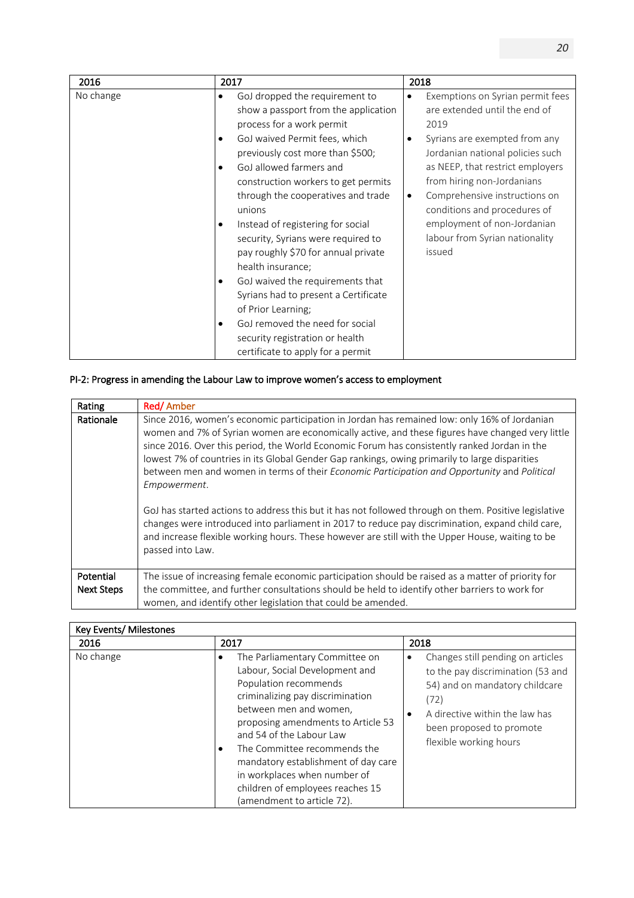| 2016 | 2017 | 2018 |
|---|---|---|
| No change | • GoJ dropped the requirement to show a passport from the application process for a work permit<br>• GoJ waived Permit fees, which previously cost more than $500;<br>• GoJ allowed farmers and construction workers to get permits through the cooperatives and trade unions<br>• Instead of registering for social security, Syrians were required to pay roughly $70 for annual private health insurance;<br>• GoJ waived the requirements that Syrians had to present a Certificate of Prior Learning;<br>• GoJ removed the need for social security registration or health certificate to apply for a permit | • Exemptions on Syrian permit fees are extended until the end of 2019<br>• Syrians are exempted from any Jordanian national policies such as NEEP, that restrict employers from hiring non-Jordanians<br>• Comprehensive instructions on conditions and procedures of employment of non-Jordanian labour from Syrian nationality issued |

### PI-2: Progress in amending the Labour Law to improve women's access to employment

| Rating | Red/ Amber |
|---|---|
| Rationale | Since 2016, women's economic participation in Jordan has remained low: only 16% of Jordanian women and 7% of Syrian women are economically active, and these figures have changed very little since 2016. Over this period, the World Economic Forum has consistently ranked Jordan in the lowest 7% of countries in its Global Gender Gap rankings, owing primarily to large disparities between men and women in terms of their *Economic Participation and Opportunity* and *Political Empowerment*.<br><br>GoJ has started actions to address this but it has not followed through on them. Positive legislative changes were introduced into parliament in 2017 to reduce pay discrimination, expand child care, and increase flexible working hours. These however are still with the Upper House, waiting to be passed into Law. |
| Potential Next Steps | The issue of increasing female economic participation should be raised as a matter of priority for the committee, and further consultations should be held to identify other barriers to work for women, and identify other legislation that could be amended. |

| Key Events/ Milestones | | |
|---|---|---|
| 2016 | 2017 | 2018 |
| No change | • The Parliamentary Committee on Labour, Social Development and Population recommends criminalizing pay discrimination between men and women, proposing amendments to Article 53 and 54 of the Labour Law<br>• The Committee recommends the mandatory establishment of day care in workplaces when number of children of employees reaches 15 (amendment to article 72). | • Changes still pending on articles to the pay discrimination (53 and 54) and on mandatory childcare (72)<br>• A directive within the law has been proposed to promote flexible working hours |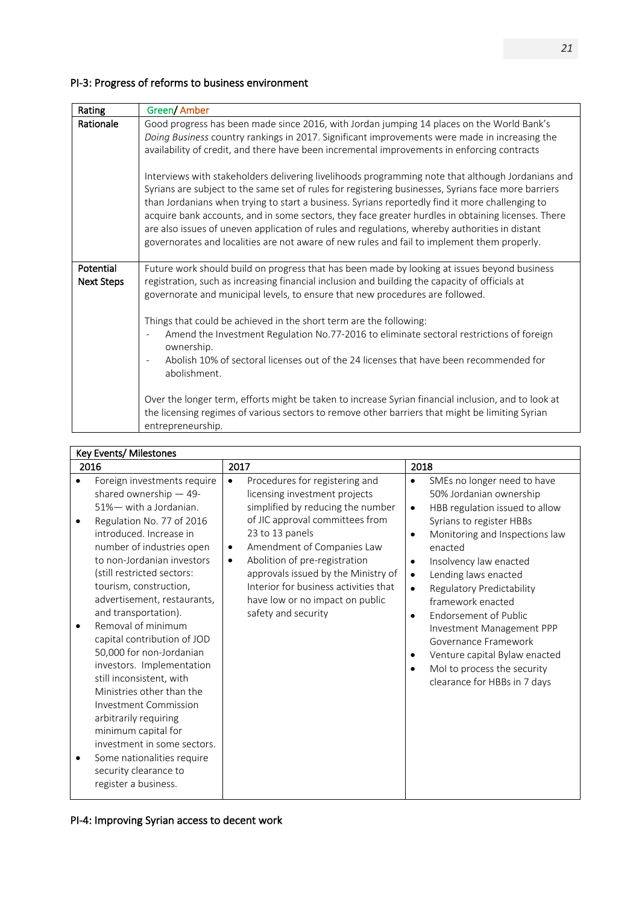## PI-3: Progress of reforms to business environment

| Rating | Green/ Amber |
|---|---|
| Rationale | Good progress has been made since 2016, with Jordan jumping 14 places on the World Bank's *Doing Business* country rankings in 2017. Significant improvements were made in increasing the availability of credit, and there have been incremental improvements in enforcing contracts<br><br>Interviews with stakeholders delivering livelihoods programming note that although Jordanians and Syrians are subject to the same set of rules for registering businesses, Syrians face more barriers than Jordanians when trying to start a business. Syrians reportedly find it more challenging to acquire bank accounts, and in some sectors, they face greater hurdles in obtaining licenses. There are also issues of uneven application of rules and regulations, whereby authorities in distant governorates and localities are not aware of new rules and fail to implement them properly. |
| Potential Next Steps | Future work should build on progress that has been made by looking at issues beyond business registration, such as increasing financial inclusion and building the capacity of officials at governorate and municipal levels, to ensure that new procedures are followed.<br><br>Things that could be achieved in the short term are the following:<br>- Amend the Investment Regulation No.77-2016 to eliminate sectoral restrictions of foreign ownership.<br>- Abolish 10% of sectoral licenses out of the 24 licenses that have been recommended for abolishment.<br><br>Over the longer term, efforts might be taken to increase Syrian financial inclusion, and to look at the licensing regimes of various sectors to remove other barriers that might be limiting Syrian entrepreneurship. |

| Key Events/ Milestones | | |
|---|---|---|
| **2016** | **2017** | **2018** |
| • Foreign investments require shared ownership — 49-51%— with a Jordanian.<br>• Regulation No. 77 of 2016 introduced. Increase in number of industries open to non-Jordanian investors (still restricted sectors: tourism, construction, advertisement, restaurants, and transportation).<br>• Removal of minimum capital contribution of JOD 50,000 for non-Jordanian investors. Implementation still inconsistent, with Ministries other than the Investment Commission arbitrarily requiring minimum capital for investment in some sectors.<br>• Some nationalities require security clearance to register a business. | • Procedures for registering and licensing investment projects simplified by reducing the number of JIC approval committees from 23 to 13 panels<br>• Amendment of Companies Law<br>• Abolition of pre-registration approvals issued by the Ministry of Interior for business activities that have low or no impact on public safety and security | • SMEs no longer need to have 50% Jordanian ownership<br>• HBB regulation issued to allow Syrians to register HBBs<br>• Monitoring and Inspections law enacted<br>• Insolvency law enacted<br>• Lending laws enacted<br>• Regulatory Predictability framework enacted<br>• Endorsement of Public Investment Management PPP Governance Framework<br>• Venture capital Bylaw enacted<br>• MoI to process the security clearance for HBBs in 7 days |

## PI-4: Improving Syrian access to decent work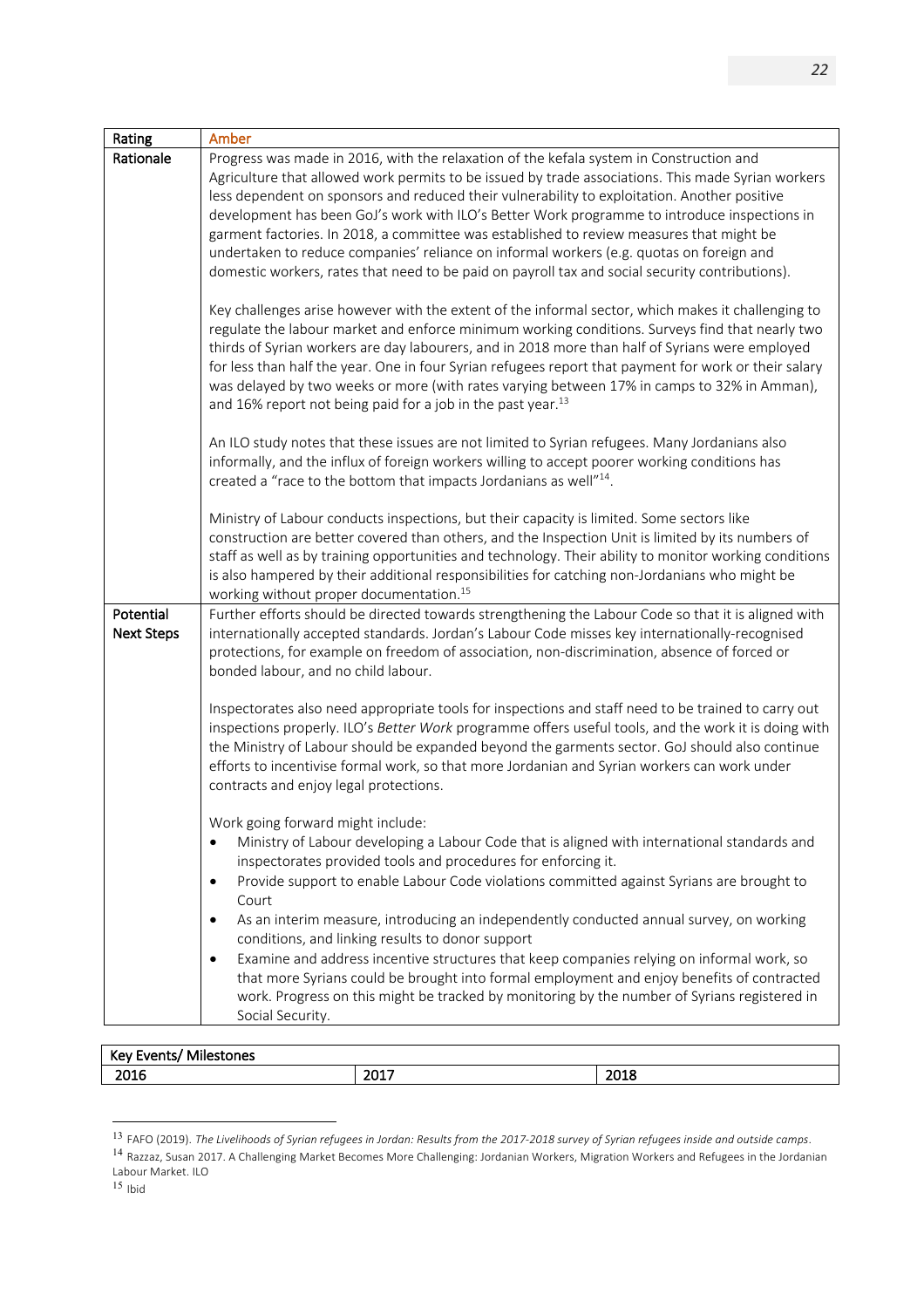| Rating | Amber |
|---|---|
| Rationale | Progress was made in 2016, with the relaxation of the kefala system in Construction and Agriculture that allowed work permits to be issued by trade associations. This made Syrian workers less dependent on sponsors and reduced their vulnerability to exploitation. Another positive development has been GoJ's work with ILO's Better Work programme to introduce inspections in garment factories. In 2018, a committee was established to review measures that might be undertaken to reduce companies' reliance on informal workers (e.g. quotas on foreign and domestic workers, rates that need to be paid on payroll tax and social security contributions).<br><br>Key challenges arise however with the extent of the informal sector, which makes it challenging to regulate the labour market and enforce minimum working conditions. Surveys find that nearly two thirds of Syrian workers are day labourers, and in 2018 more than half of Syrians were employed for less than half the year. One in four Syrian refugees report that payment for work or their salary was delayed by two weeks or more (with rates varying between 17% in camps to 32% in Amman), and 16% report not being paid for a job in the past year.[13]<br><br>An ILO study notes that these issues are not limited to Syrian refugees. Many Jordanians also informally, and the influx of foreign workers willing to accept poorer working conditions has created a "race to the bottom that impacts Jordanians as well"[14].<br><br>Ministry of Labour conducts inspections, but their capacity is limited. Some sectors like construction are better covered than others, and the Inspection Unit is limited by its numbers of staff as well as by training opportunities and technology. Their ability to monitor working conditions is also hampered by their additional responsibilities for catching non-Jordanians who might be working without proper documentation.[15] |
| Potential Next Steps | Further efforts should be directed towards strengthening the Labour Code so that it is aligned with internationally accepted standards. Jordan's Labour Code misses key internationally-recognised protections, for example on freedom of association, non-discrimination, absence of forced or bonded labour, and no child labour.<br><br>Inspectorates also need appropriate tools for inspections and staff need to be trained to carry out inspections properly. ILO's *Better Work* programme offers useful tools, and the work it is doing with the Ministry of Labour should be expanded beyond the garments sector. GoJ should also continue efforts to incentivise formal work, so that more Jordanian and Syrian workers can work under contracts and enjoy legal protections.<br><br>Work going forward might include:<br>• Ministry of Labour developing a Labour Code that is aligned with international standards and inspectorates provided tools and procedures for enforcing it.<br>• Provide support to enable Labour Code violations committed against Syrians are brought to Court<br>• As an interim measure, introducing an independently conducted annual survey, on working conditions, and linking results to donor support<br>• Examine and address incentive structures that keep companies relying on informal work, so that more Syrians could be brought into formal employment and enjoy benefits of contracted work. Progress on this might be tracked by monitoring by the number of Syrians registered in Social Security. |

| Key Events/ Milestones | | |
|---|---|---|
| 2016 | 2017 | 2018 |

[13] FAFO (2019). *The Livelihoods of Syrian refugees in Jordan: Results from the 2017-2018 survey of Syrian refugees inside and outside camps*.

[14] Razzaz, Susan 2017. A Challenging Market Becomes More Challenging: Jordanian Workers, Migration Workers and Refugees in the Jordanian Labour Market. ILO

[15] Ibid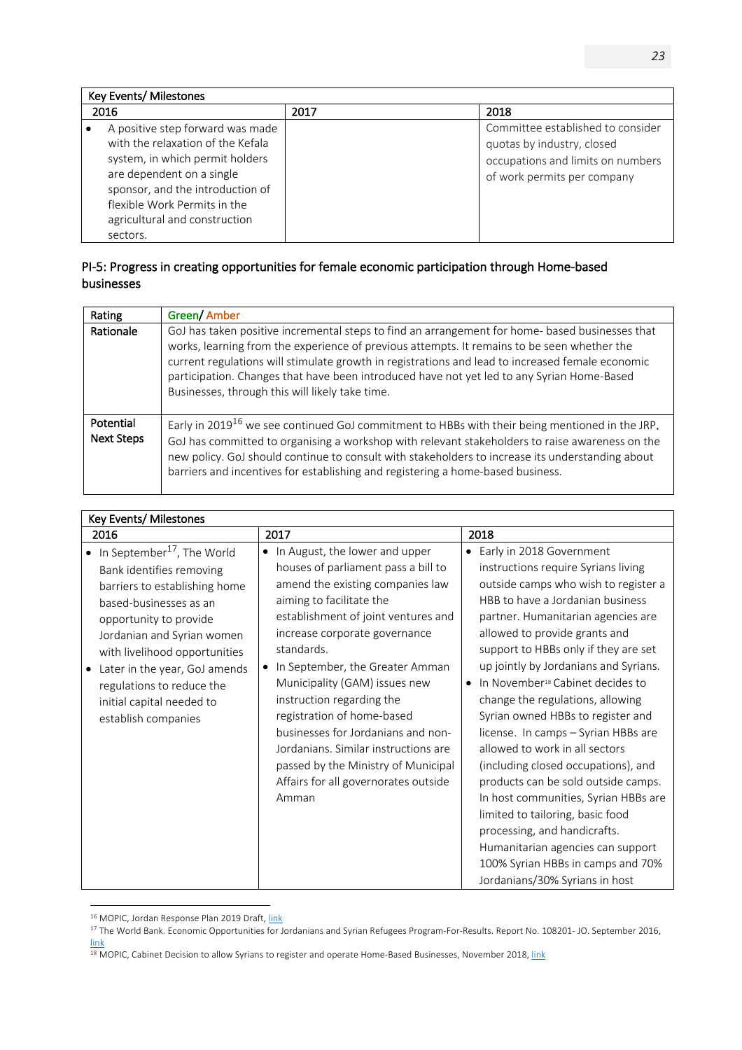| Key Events/ Milestones | | |
|---|---|---|
| 2016 | 2017 | 2018 |
| • A positive step forward was made with the relaxation of the Kefala system, in which permit holders are dependent on a single sponsor, and the introduction of flexible Work Permits in the agricultural and construction sectors. | | Committee established to consider quotas by industry, closed occupations and limits on numbers of work permits per company |

## PI-5: Progress in creating opportunities for female economic participation through Home-based businesses

| Rating | Green/ Amber |
|---|---|
| Rationale | GoJ has taken positive incremental steps to find an arrangement for home- based businesses that works, learning from the experience of previous attempts. It remains to be seen whether the current regulations will stimulate growth in registrations and lead to increased female economic participation. Changes that have been introduced have not yet led to any Syrian Home-Based Businesses, through this will likely take time. |
| Potential Next Steps | Early in 2019[16] we see continued GoJ commitment to HBBs with their being mentioned in the JRP. GoJ has committed to organising a workshop with relevant stakeholders to raise awareness on the new policy. GoJ should continue to consult with stakeholders to increase its understanding about barriers and incentives for establishing and registering a home-based business. |

| Key Events/ Milestones | | |
|---|---|---|
| 2016 | 2017 | 2018 |
| • In September[17], The World Bank identifies removing barriers to establishing home based-businesses as an opportunity to provide Jordanian and Syrian women with livelihood opportunities<br>• Later in the year, GoJ amends regulations to reduce the initial capital needed to establish companies | • In August, the lower and upper houses of parliament pass a bill to amend the existing companies law aiming to facilitate the establishment of joint ventures and increase corporate governance standards.<br>• In September, the Greater Amman Municipality (GAM) issues new instruction regarding the registration of home-based businesses for Jordanians and non-Jordanians. Similar instructions are passed by the Ministry of Municipal Affairs for all governorates outside Amman | • Early in 2018 Government instructions require Syrians living outside camps who wish to register a HBB to have a Jordanian business partner. Humanitarian agencies are allowed to provide grants and support to HBBs only if they are set up jointly by Jordanians and Syrians.<br>• In November[18] Cabinet decides to change the regulations, allowing Syrian owned HBBs to register and license. In camps – Syrian HBBs are allowed to work in all sectors (including closed occupations), and products can be sold outside camps. In host communities, Syrian HBBs are limited to tailoring, basic food processing, and handicrafts. Humanitarian agencies can support 100% Syrian HBBs in camps and 70% Jordanians/30% Syrians in host |

[16] MOPIC, Jordan Response Plan 2019 Draft, link

[17] The World Bank. Economic Opportunities for Jordanians and Syrian Refugees Program-For-Results. Report No. 108201- JO. September 2016, link

[18] MOPIC, Cabinet Decision to allow Syrians to register and operate Home-Based Businesses, November 2018, link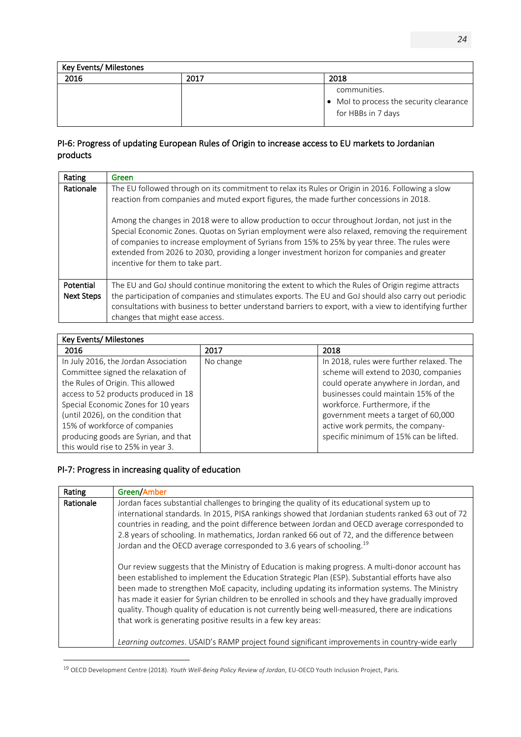| Key Events/ Milestones | | |
|---|---|---|
| 2016 | 2017 | 2018 |
| | | communities.<br>• MoI to process the security clearance for HBBs in 7 days |

## PI-6: Progress of updating European Rules of Origin to increase access to EU markets to Jordanian products

| Rating | Green |
|---|---|
| Rationale | The EU followed through on its commitment to relax its Rules or Origin in 2016. Following a slow reaction from companies and muted export figures, the made further concessions in 2018.<br><br>Among the changes in 2018 were to allow production to occur throughout Jordan, not just in the Special Economic Zones. Quotas on Syrian employment were also relaxed, removing the requirement of companies to increase employment of Syrians from 15% to 25% by year three. The rules were extended from 2026 to 2030, providing a longer investment horizon for companies and greater incentive for them to take part. |
| Potential Next Steps | The EU and GoJ should continue monitoring the extent to which the Rules of Origin regime attracts the participation of companies and stimulates exports. The EU and GoJ should also carry out periodic consultations with business to better understand barriers to export, with a view to identifying further changes that might ease access. |

| Key Events/ Milestones | | |
|---|---|---|
| 2016 | 2017 | 2018 |
| In July 2016, the Jordan Association Committee signed the relaxation of the Rules of Origin. This allowed access to 52 products produced in 18 Special Economic Zones for 10 years (until 2026), on the condition that 15% of workforce of companies producing goods are Syrian, and that this would rise to 25% in year 3. | No change | In 2018, rules were further relaxed. The scheme will extend to 2030, companies could operate anywhere in Jordan, and businesses could maintain 15% of the workforce. Furthermore, if the government meets a target of 60,000 active work permits, the company-specific minimum of 15% can be lifted. |

## PI-7: Progress in increasing quality of education

| Rating | Green/Amber |
|---|---|
| Rationale | Jordan faces substantial challenges to bringing the quality of its educational system up to international standards. In 2015, PISA rankings showed that Jordanian students ranked 63 out of 72 countries in reading, and the point difference between Jordan and OECD average corresponded to 2.8 years of schooling. In mathematics, Jordan ranked 66 out of 72, and the difference between Jordan and the OECD average corresponded to 3.6 years of schooling.[19]<br><br>Our review suggests that the Ministry of Education is making progress. A multi-donor account has been established to implement the Education Strategic Plan (ESP). Substantial efforts have also been made to strengthen MoE capacity, including updating its information systems. The Ministry has made it easier for Syrian children to be enrolled in schools and they have gradually improved quality. Though quality of education is not currently being well-measured, there are indications that work is generating positive results in a few key areas:<br><br>*Learning outcomes*. USAID's RAMP project found significant improvements in country-wide early |

[19] OECD Development Centre (2018). *Youth Well-Being Policy Review of Jordan*, EU-OECD Youth Inclusion Project, Paris.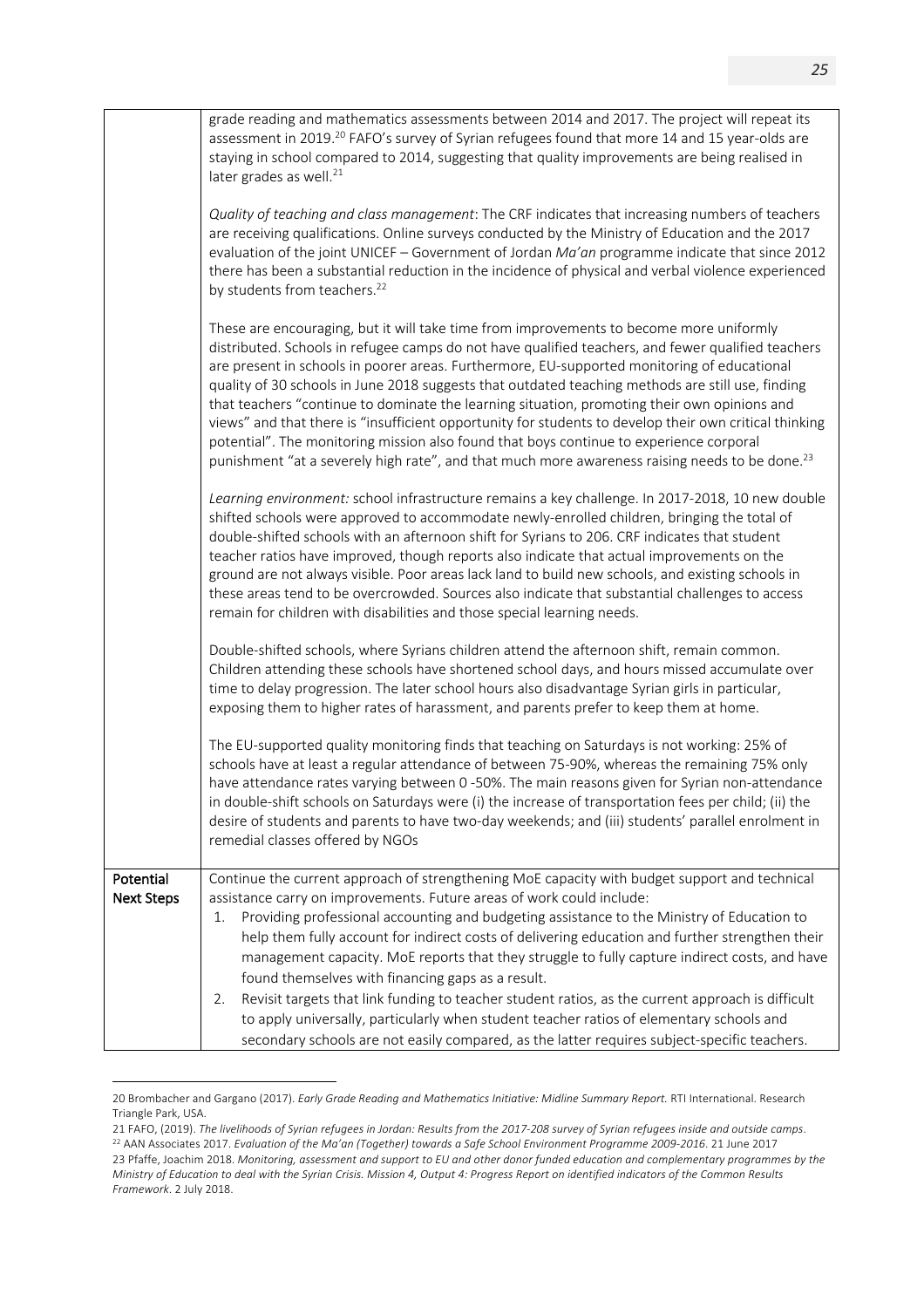| | |
|---|---|
| | grade reading and mathematics assessments between 2014 and 2017. The project will repeat its assessment in 2019.[20] FAFO's survey of Syrian refugees found that more 14 and 15 year-olds are staying in school compared to 2014, suggesting that quality improvements are being realised in later grades as well.[21]<br><br>*Quality of teaching and class management*: The CRF indicates that increasing numbers of teachers are receiving qualifications. Online surveys conducted by the Ministry of Education and the 2017 evaluation of the joint UNICEF – Government of Jordan *Ma'an* programme indicate that since 2012 there has been a substantial reduction in the incidence of physical and verbal violence experienced by students from teachers.[22]<br><br>These are encouraging, but it will take time from improvements to become more uniformly distributed. Schools in refugee camps do not have qualified teachers, and fewer qualified teachers are present in schools in poorer areas. Furthermore, EU-supported monitoring of educational quality of 30 schools in June 2018 suggests that outdated teaching methods are still use, finding that teachers "continue to dominate the learning situation, promoting their own opinions and views" and that there is "insufficient opportunity for students to develop their own critical thinking potential". The monitoring mission also found that boys continue to experience corporal punishment "at a severely high rate", and that much more awareness raising needs to be done.[23]<br><br>*Learning environment:* school infrastructure remains a key challenge. In 2017-2018, 10 new double shifted schools were approved to accommodate newly-enrolled children, bringing the total of double-shifted schools with an afternoon shift for Syrians to 206. CRF indicates that student teacher ratios have improved, though reports also indicate that actual improvements on the ground are not always visible. Poor areas lack land to build new schools, and existing schools in these areas tend to be overcrowded. Sources also indicate that substantial challenges to access remain for children with disabilities and those special learning needs.<br><br>Double-shifted schools, where Syrians children attend the afternoon shift, remain common. Children attending these schools have shortened school days, and hours missed accumulate over time to delay progression. The later school hours also disadvantage Syrian girls in particular, exposing them to higher rates of harassment, and parents prefer to keep them at home.<br><br>The EU-supported quality monitoring finds that teaching on Saturdays is not working: 25% of schools have at least a regular attendance of between 75-90%, whereas the remaining 75% only have attendance rates varying between 0 -50%. The main reasons given for Syrian non-attendance in double-shift schools on Saturdays were (i) the increase of transportation fees per child; (ii) the desire of students and parents to have two-day weekends; and (iii) students' parallel enrolment in remedial classes offered by NGOs |
| **Potential Next Steps** | Continue the current approach of strengthening MoE capacity with budget support and technical assistance carry on improvements. Future areas of work could include:<br>1. Providing professional accounting and budgeting assistance to the Ministry of Education to help them fully account for indirect costs of delivering education and further strengthen their management capacity. MoE reports that they struggle to fully capture indirect costs, and have found themselves with financing gaps as a result.<br>2. Revisit targets that link funding to teacher student ratios, as the current approach is difficult to apply universally, particularly when student teacher ratios of elementary schools and secondary schools are not easily compared, as the latter requires subject-specific teachers. |

20 Brombacher and Gargano (2017). *Early Grade Reading and Mathematics Initiative: Midline Summary Report.* RTI International. Research Triangle Park, USA.

21 FAFO, (2019). *The livelihoods of Syrian refugees in Jordan: Results from the 2017-208 survey of Syrian refugees inside and outside camps*.

22 AAN Associates 2017. *Evaluation of the Ma'an (Together) towards a Safe School Environment Programme 2009-2016*. 21 June 2017

23 Pfaffe, Joachim 2018. *Monitoring, assessment and support to EU and other donor funded education and complementary programmes by the Ministry of Education to deal with the Syrian Crisis. Mission 4, Output 4: Progress Report on identified indicators of the Common Results Framework*. 2 July 2018.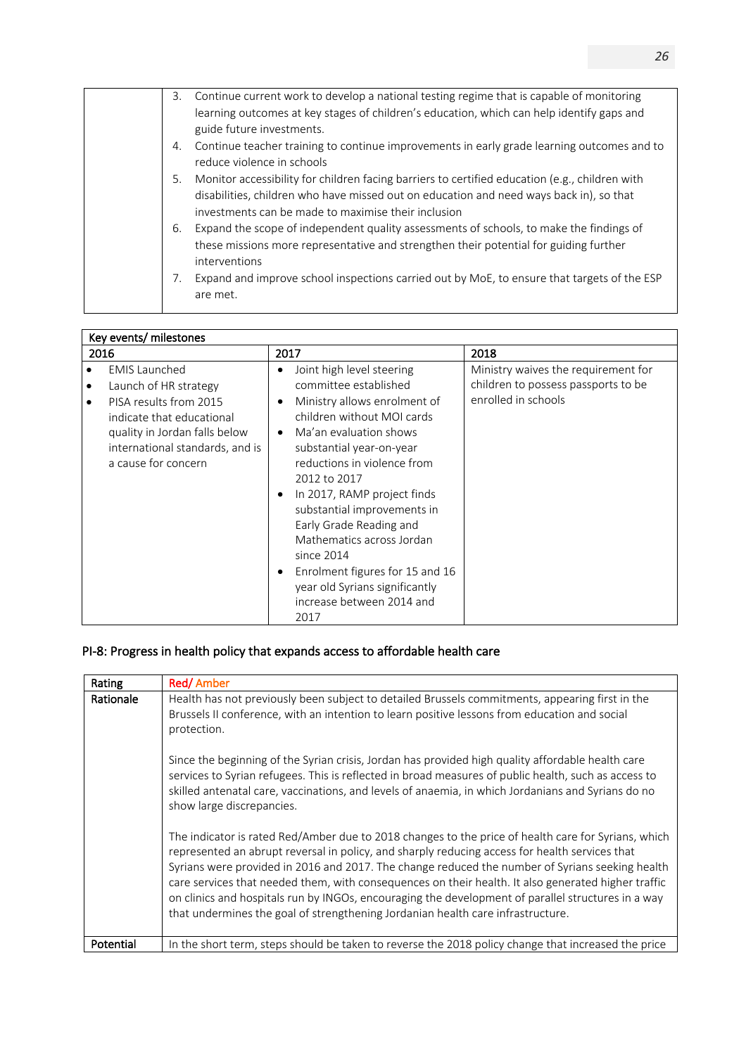| | |
|---|---|
| | 3. Continue current work to develop a national testing regime that is capable of monitoring learning outcomes at key stages of children's education, which can help identify gaps and guide future investments.<br>4. Continue teacher training to continue improvements in early grade learning outcomes and to reduce violence in schools<br>5. Monitor accessibility for children facing barriers to certified education (e.g., children with disabilities, children who have missed out on education and need ways back in), so that investments can be made to maximise their inclusion<br>6. Expand the scope of independent quality assessments of schools, to make the findings of these missions more representative and strengthen their potential for guiding further interventions<br>7. Expand and improve school inspections carried out by MoE, to ensure that targets of the ESP are met. |

| Key events/ milestones | | |
|---|---|---|
| **2016** | **2017** | **2018** |
| • EMIS Launched<br>• Launch of HR strategy<br>• PISA results from 2015 indicate that educational quality in Jordan falls below international standards, and is a cause for concern | • Joint high level steering committee established<br>• Ministry allows enrolment of children without MOI cards<br>• Ma'an evaluation shows substantial year-on-year reductions in violence from 2012 to 2017<br>• In 2017, RAMP project finds substantial improvements in Early Grade Reading and Mathematics across Jordan since 2014<br>• Enrolment figures for 15 and 16 year old Syrians significantly increase between 2014 and 2017 | Ministry waives the requirement for children to possess passports to be enrolled in schools |

## PI-8: Progress in health policy that expands access to affordable health care

| | |
|---|---|
| **Rating** | Red/ Amber |
| **Rationale** | Health has not previously been subject to detailed Brussels commitments, appearing first in the Brussels II conference, with an intention to learn positive lessons from education and social protection.<br><br>Since the beginning of the Syrian crisis, Jordan has provided high quality affordable health care services to Syrian refugees. This is reflected in broad measures of public health, such as access to skilled antenatal care, vaccinations, and levels of anaemia, in which Jordanians and Syrians do no show large discrepancies.<br><br>The indicator is rated Red/Amber due to 2018 changes to the price of health care for Syrians, which represented an abrupt reversal in policy, and sharply reducing access for health services that Syrians were provided in 2016 and 2017. The change reduced the number of Syrians seeking health care services that needed them, with consequences on their health. It also generated higher traffic on clinics and hospitals run by INGOs, encouraging the development of parallel structures in a way that undermines the goal of strengthening Jordanian health care infrastructure. |
| **Potential** | In the short term, steps should be taken to reverse the 2018 policy change that increased the price |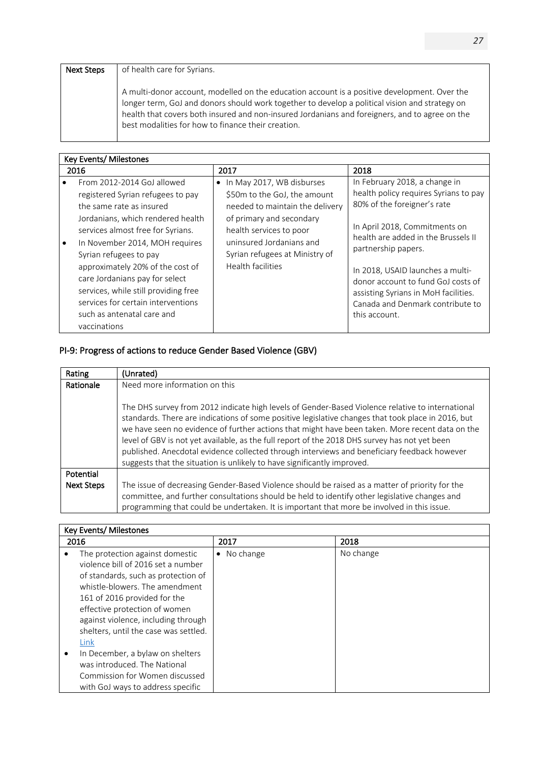| Next Steps | of health care for Syrians.<br><br>A multi-donor account, modelled on the education account is a positive development. Over the longer term, GoJ and donors should work together to develop a political vision and strategy on health that covers both insured and non-insured Jordanians and foreigners, and to agree on the best modalities for how to finance their creation. |
|---|---|

| Key Events/ Milestones | | |
|---|---|---|
| **2016** | **2017** | **2018** |
| • From 2012-2014 GoJ allowed registered Syrian refugees to pay the same rate as insured Jordanians, which rendered health services almost free for Syrians.<br>• In November 2014, MOH requires Syrian refugees to pay approximately 20% of the cost of care Jordanians pay for select services, while still providing free services for certain interventions such as antenatal care and vaccinations | • In May 2017, WB disburses \$50m to the GoJ, the amount needed to maintain the delivery of primary and secondary health services to poor uninsured Jordanians and Syrian refugees at Ministry of Health facilities | In February 2018, a change in health policy requires Syrians to pay 80% of the foreigner's rate<br><br>In April 2018, Commitments on health are added in the Brussels II partnership papers.<br><br>In 2018, USAID launches a multi-donor account to fund GoJ costs of assisting Syrians in MoH facilities. Canada and Denmark contribute to this account. |

## PI-9: Progress of actions to reduce Gender Based Violence (GBV)

| Rating | (Unrated) |
|---|---|
| Rationale | Need more information on this<br><br>The DHS survey from 2012 indicate high levels of Gender-Based Violence relative to international standards. There are indications of some positive legislative changes that took place in 2016, but we have seen no evidence of further actions that might have been taken. More recent data on the level of GBV is not yet available, as the full report of the 2018 DHS survey has not yet been published. Anecdotal evidence collected through interviews and beneficiary feedback however suggests that the situation is unlikely to have significantly improved. |
| Potential Next Steps | The issue of decreasing Gender-Based Violence should be raised as a matter of priority for the committee, and further consultations should be held to identify other legislative changes and programming that could be undertaken. It is important that more be involved in this issue. |

| Key Events/ Milestones | | |
|---|---|---|
| **2016** | **2017** | **2018** |
| • The protection against domestic violence bill of 2016 set a number of standards, such as protection of whistle-blowers. The amendment 161 of 2016 provided for the effective protection of women against violence, including through shelters, until the case was settled. Link<br>• In December, a bylaw on shelters was introduced. The National Commission for Women discussed with GoJ ways to address specific | • No change | No change |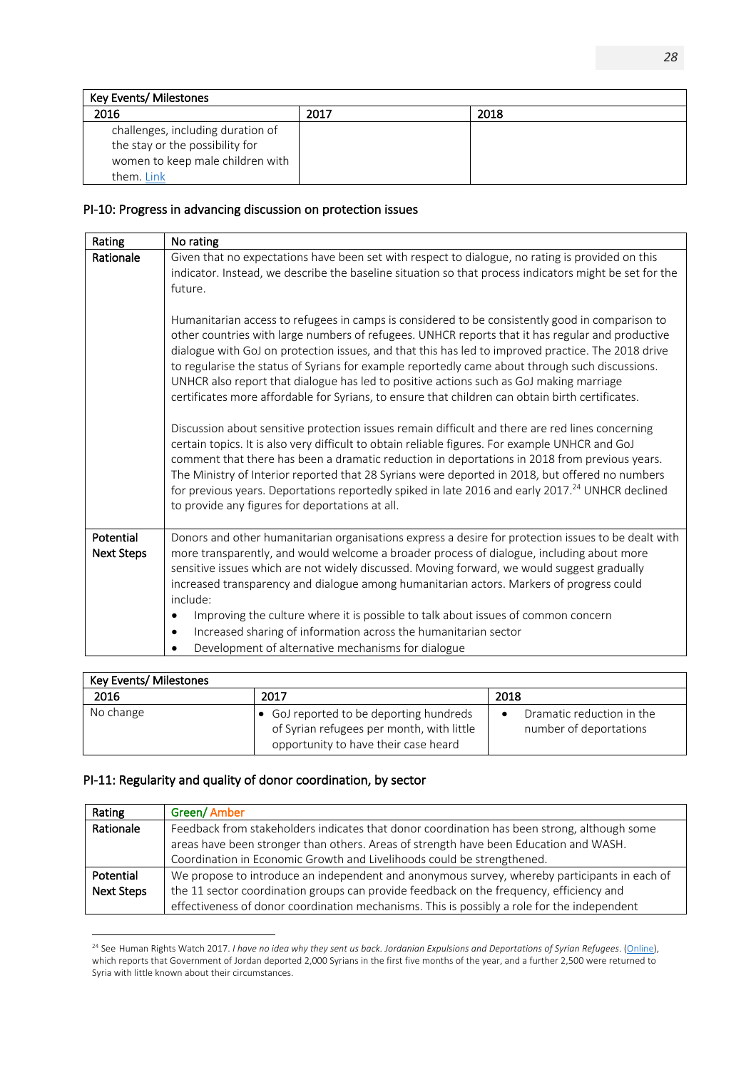| Key Events/ Milestones | | |
|---|---|---|
| 2016 | 2017 | 2018 |
| challenges, including duration of the stay or the possibility for women to keep male children with them. Link | | |

### PI-10: Progress in advancing discussion on protection issues

| Rating | No rating |
|---|---|
| Rationale | Given that no expectations have been set with respect to dialogue, no rating is provided on this indicator. Instead, we describe the baseline situation so that process indicators might be set for the future.<br><br>Humanitarian access to refugees in camps is considered to be consistently good in comparison to other countries with large numbers of refugees. UNHCR reports that it has regular and productive dialogue with GoJ on protection issues, and that this has led to improved practice. The 2018 drive to regularise the status of Syrians for example reportedly came about through such discussions. UNHCR also report that dialogue has led to positive actions such as GoJ making marriage certificates more affordable for Syrians, to ensure that children can obtain birth certificates.<br><br>Discussion about sensitive protection issues remain difficult and there are red lines concerning certain topics. It is also very difficult to obtain reliable figures. For example UNHCR and GoJ comment that there has been a dramatic reduction in deportations in 2018 from previous years. The Ministry of Interior reported that 28 Syrians were deported in 2018, but offered no numbers for previous years. Deportations reportedly spiked in late 2016 and early 2017.[24] UNHCR declined to provide any figures for deportations at all. |
| Potential Next Steps | Donors and other humanitarian organisations express a desire for protection issues to be dealt with more transparently, and would welcome a broader process of dialogue, including about more sensitive issues which are not widely discussed. Moving forward, we would suggest gradually increased transparency and dialogue among humanitarian actors. Markers of progress could include:<br>• Improving the culture where it is possible to talk about issues of common concern<br>• Increased sharing of information across the humanitarian sector<br>• Development of alternative mechanisms for dialogue |

| Key Events/ Milestones | | |
|---|---|---|
| 2016 | 2017 | 2018 |
| No change | • GoJ reported to be deporting hundreds of Syrian refugees per month, with little opportunity to have their case heard | • Dramatic reduction in the number of deportations |

### PI-11: Regularity and quality of donor coordination, by sector

| Rating | Green/ Amber |
|---|---|
| Rationale | Feedback from stakeholders indicates that donor coordination has been strong, although some areas have been stronger than others. Areas of strength have been Education and WASH. Coordination in Economic Growth and Livelihoods could be strengthened. |
| Potential Next Steps | We propose to introduce an independent and anonymous survey, whereby participants in each of the 11 sector coordination groups can provide feedback on the frequency, efficiency and effectiveness of donor coordination mechanisms. This is possibly a role for the independent |

[24] See Human Rights Watch 2017. *I have no idea why they sent us back. Jordanian Expulsions and Deportations of Syrian Refugees*. (Online), which reports that Government of Jordan deported 2,000 Syrians in the first five months of the year, and a further 2,500 were returned to Syria with little known about their circumstances.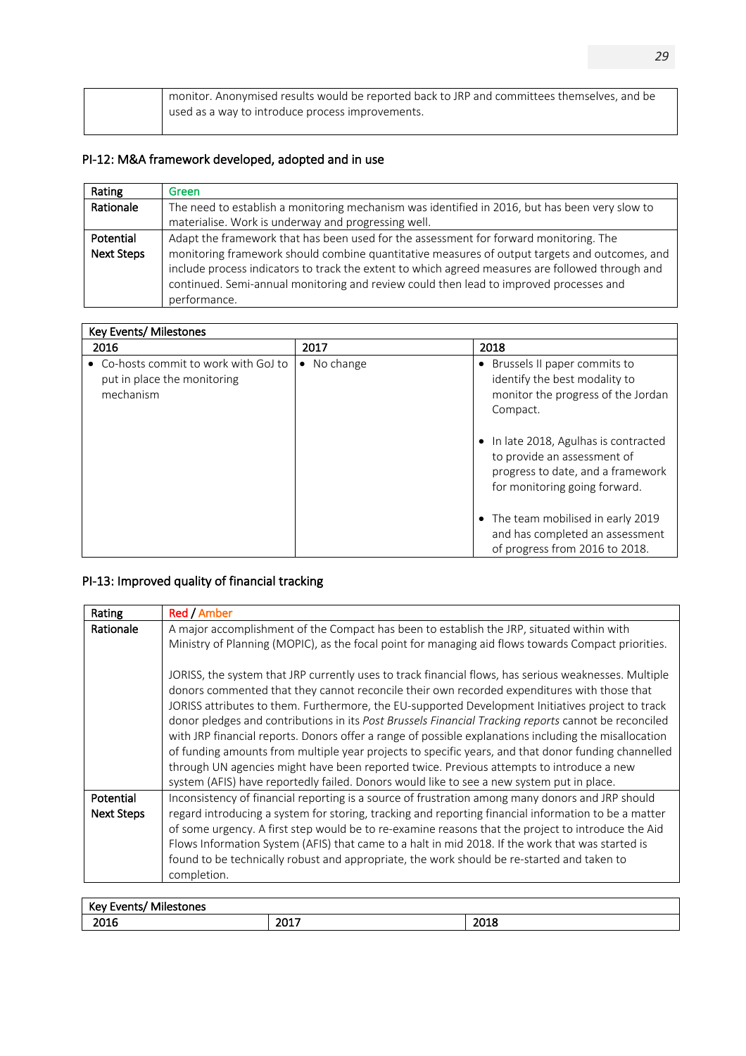| | |
|---|---|
| | monitor. Anonymised results would be reported back to JRP and committees themselves, and be used as a way to introduce process improvements. |

### PI-12: M&A framework developed, adopted and in use

| | |
|---|---|
| **Rating** | Green |
| **Rationale** | The need to establish a monitoring mechanism was identified in 2016, but has been very slow to materialise. Work is underway and progressing well. |
| **Potential Next Steps** | Adapt the framework that has been used for the assessment for forward monitoring. The monitoring framework should combine quantitative measures of output targets and outcomes, and include process indicators to track the extent to which agreed measures are followed through and continued. Semi-annual monitoring and review could then lead to improved processes and performance. |

| Key Events/ Milestones | | |
|---|---|---|
| **2016** | **2017** | **2018** |
| • Co-hosts commit to work with GoJ to put in place the monitoring mechanism | • No change | • Brussels II paper commits to identify the best modality to monitor the progress of the Jordan Compact.<br><br>• In late 2018, Agulhas is contracted to provide an assessment of progress to date, and a framework for monitoring going forward.<br><br>• The team mobilised in early 2019 and has completed an assessment of progress from 2016 to 2018. |

### PI-13: Improved quality of financial tracking

| | |
|---|---|
| **Rating** | Red / Amber |
| **Rationale** | A major accomplishment of the Compact has been to establish the JRP, situated within with Ministry of Planning (MOPIC), as the focal point for managing aid flows towards Compact priorities.<br><br>JORISS, the system that JRP currently uses to track financial flows, has serious weaknesses. Multiple donors commented that they cannot reconcile their own recorded expenditures with those that JORISS attributes to them. Furthermore, the EU-supported Development Initiatives project to track donor pledges and contributions in its *Post Brussels Financial Tracking reports* cannot be reconciled with JRP financial reports. Donors offer a range of possible explanations including the misallocation of funding amounts from multiple year projects to specific years, and that donor funding channelled through UN agencies might have been reported twice. Previous attempts to introduce a new system (AFIS) have reportedly failed. Donors would like to see a new system put in place. |
| **Potential Next Steps** | Inconsistency of financial reporting is a source of frustration among many donors and JRP should regard introducing a system for storing, tracking and reporting financial information to be a matter of some urgency. A first step would be to re-examine reasons that the project to introduce the Aid Flows Information System (AFIS) that came to a halt in mid 2018. If the work that was started is found to be technically robust and appropriate, the work should be re-started and taken to completion. |

| Key Events/ Milestones | | |
|---|---|---|
| **2016** | **2017** | **2018** |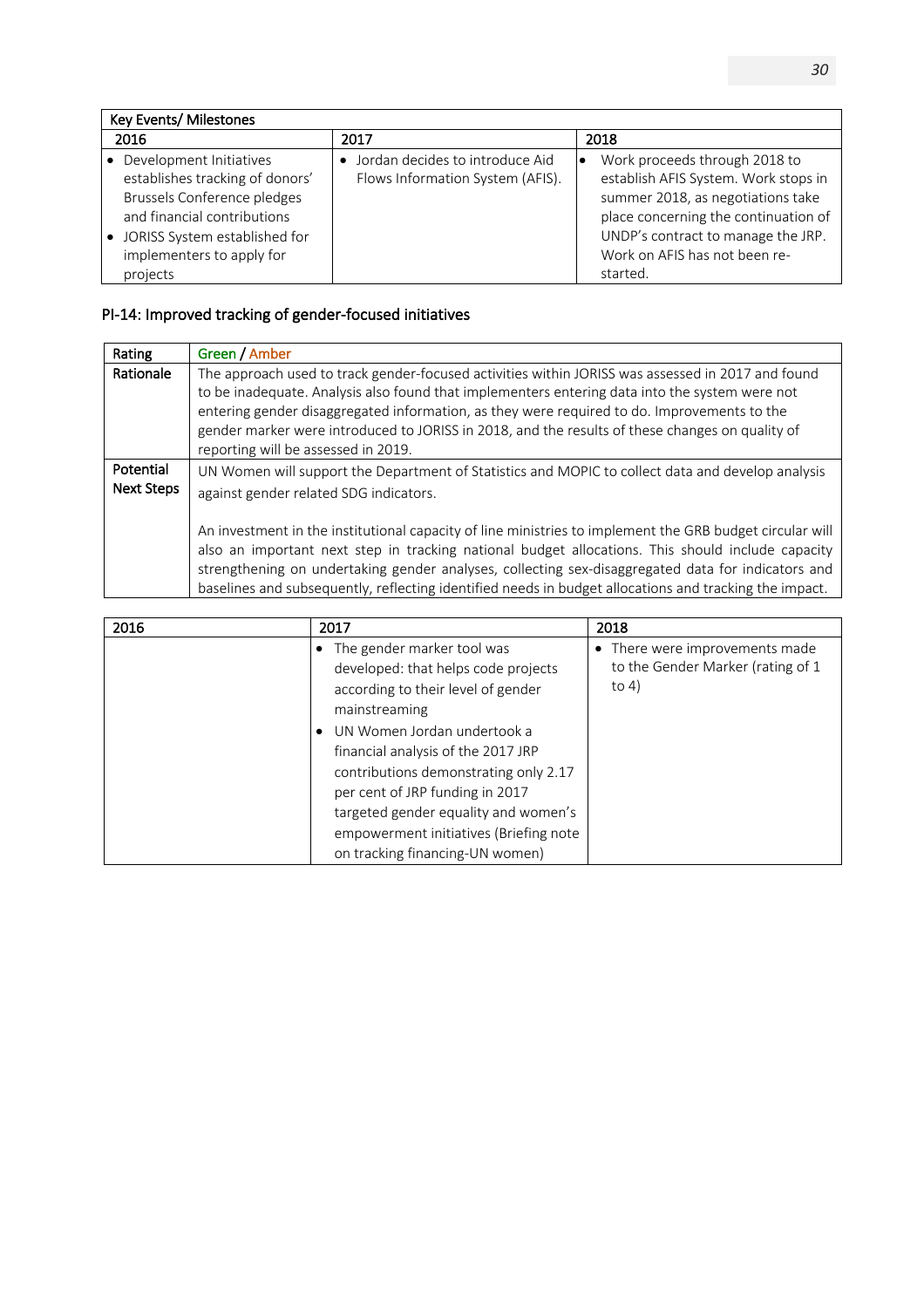| Key Events/ Milestones | | |
|---|---|---|
| 2016 | 2017 | 2018 |
| • Development Initiatives establishes tracking of donors' Brussels Conference pledges and financial contributions<br>• JORISS System established for implementers to apply for projects | • Jordan decides to introduce Aid Flows Information System (AFIS). | • Work proceeds through 2018 to establish AFIS System. Work stops in summer 2018, as negotiations take place concerning the continuation of UNDP's contract to manage the JRP. Work on AFIS has not been re-started. |

## PI-14: Improved tracking of gender-focused initiatives

| | |
|---|---|
| **Rating** | Green / Amber |
| **Rationale** | The approach used to track gender-focused activities within JORISS was assessed in 2017 and found to be inadequate. Analysis also found that implementers entering data into the system were not entering gender disaggregated information, as they were required to do. Improvements to the gender marker were introduced to JORISS in 2018, and the results of these changes on quality of reporting will be assessed in 2019. |
| **Potential Next Steps** | UN Women will support the Department of Statistics and MOPIC to collect data and develop analysis against gender related SDG indicators.<br><br>An investment in the institutional capacity of line ministries to implement the GRB budget circular will also an important next step in tracking national budget allocations. This should include capacity strengthening on undertaking gender analyses, collecting sex-disaggregated data for indicators and baselines and subsequently, reflecting identified needs in budget allocations and tracking the impact. |

| 2016 | 2017 | 2018 |
|---|---|---|
| | • The gender marker tool was developed: that helps code projects according to their level of gender mainstreaming<br>• UN Women Jordan undertook a financial analysis of the 2017 JRP contributions demonstrating only 2.17 per cent of JRP funding in 2017 targeted gender equality and women's empowerment initiatives (Briefing note on tracking financing-UN women) | • There were improvements made to the Gender Marker (rating of 1 to 4) |